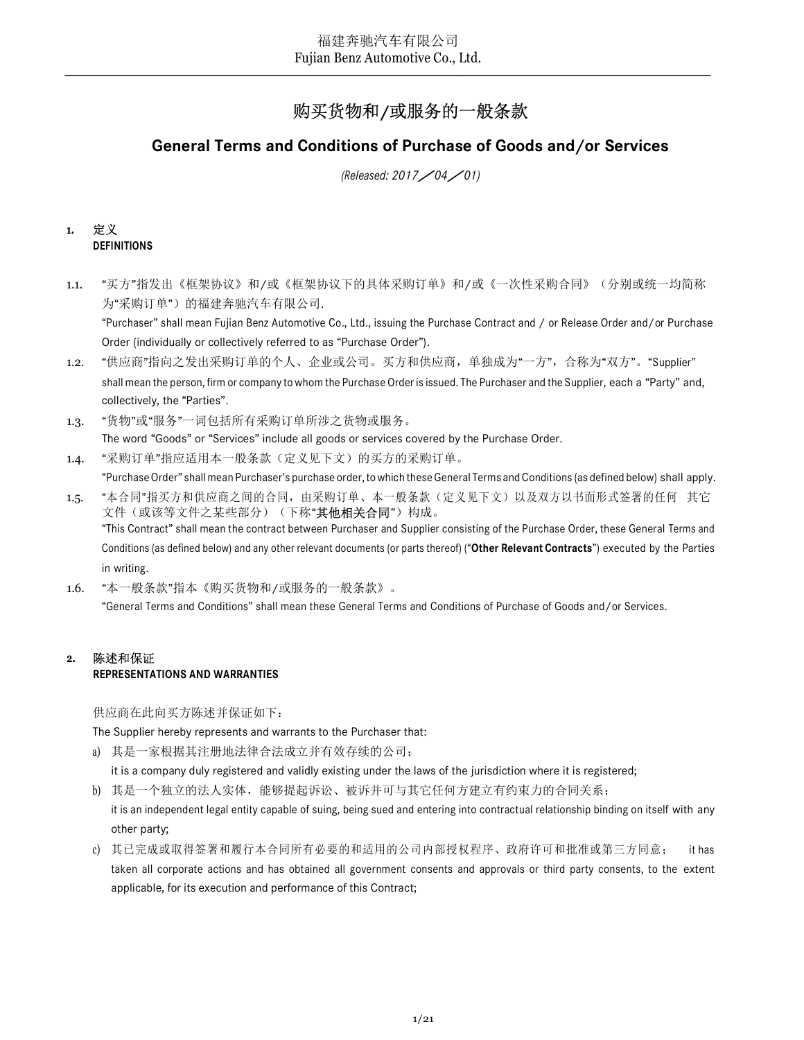# 购买货物和/或服务的一般条款

## General Terms and Conditions of Purchase of Goods and/or Services

*(Released: 2017／04／01)*

### 1. 定义 DEFINITIONS

1.1. “买方”指发出《框架协议》和/或《框架协议下的具体采购订单》和/或《一次性采购合同》（分别或统一均简称为“采购订单”）的福建奔驰汽车有限公司.
“Purchaser” shall mean Fujian Benz Automotive Co., Ltd., issuing the Purchase Contract and / or Release Order and/or Purchase Order (individually or collectively referred to as “Purchase Order”).

1.2. “供应商”指向之发出采购订单的个人、企业或公司。买方和供应商，单独成为“一方”，合称为“双方”。“Supplier” shall mean the person, firm or company to whom the Purchase Order is issued. The Purchaser and the Supplier, each a “Party” and, collectively, the “Parties”.

1.3. “货物”或“服务”一词包括所有采购订单所涉之货物或服务。
The word “Goods” or “Services” include all goods or services covered by the Purchase Order.

1.4. “采购订单”指应适用本一般条款（定义见下文）的买方的采购订单。
“Purchase Order” shall mean Purchaser’s purchase order, to which these General Terms and Conditions (as defined below) shall apply.

1.5. “本合同”指买方和供应商之间的合同，由采购订单、本一般条款（定义见下文）以及双方以书面形式签署的任何 其它文件（或该等文件之某些部分）（下称“**其他相关合同**”）构成。
“This Contract” shall mean the contract between Purchaser and Supplier consisting of the Purchase Order, these General Terms and Conditions (as defined below) and any other relevant documents (or parts thereof) (“**Other Relevant Contracts**”) executed by the Parties in writing.

1.6. “本一般条款”指本《购买货物和/或服务的一般条款》。
“General Terms and Conditions” shall mean these General Terms and Conditions of Purchase of Goods and/or Services.

### 2. 陈述和保证 REPRESENTATIONS AND WARRANTIES

供应商在此向买方陈述并保证如下：
The Supplier hereby represents and warrants to the Purchaser that:

a) 其是一家根据其注册地法律合法成立并有效存续的公司；
it is a company duly registered and validly existing under the laws of the jurisdiction where it is registered;

b) 其是一个独立的法人实体，能够提起诉讼、被诉并可与其它任何方建立有约束力的合同关系；
it is an independent legal entity capable of suing, being sued and entering into contractual relationship binding on itself with any other party;

c) 其已完成或取得签署和履行本合同所有必要的和适用的公司内部授权程序、政府许可和批准或第三方同意； it has taken all corporate actions and has obtained all government consents and approvals or third party consents, to the extent applicable, for its execution and performance of this Contract;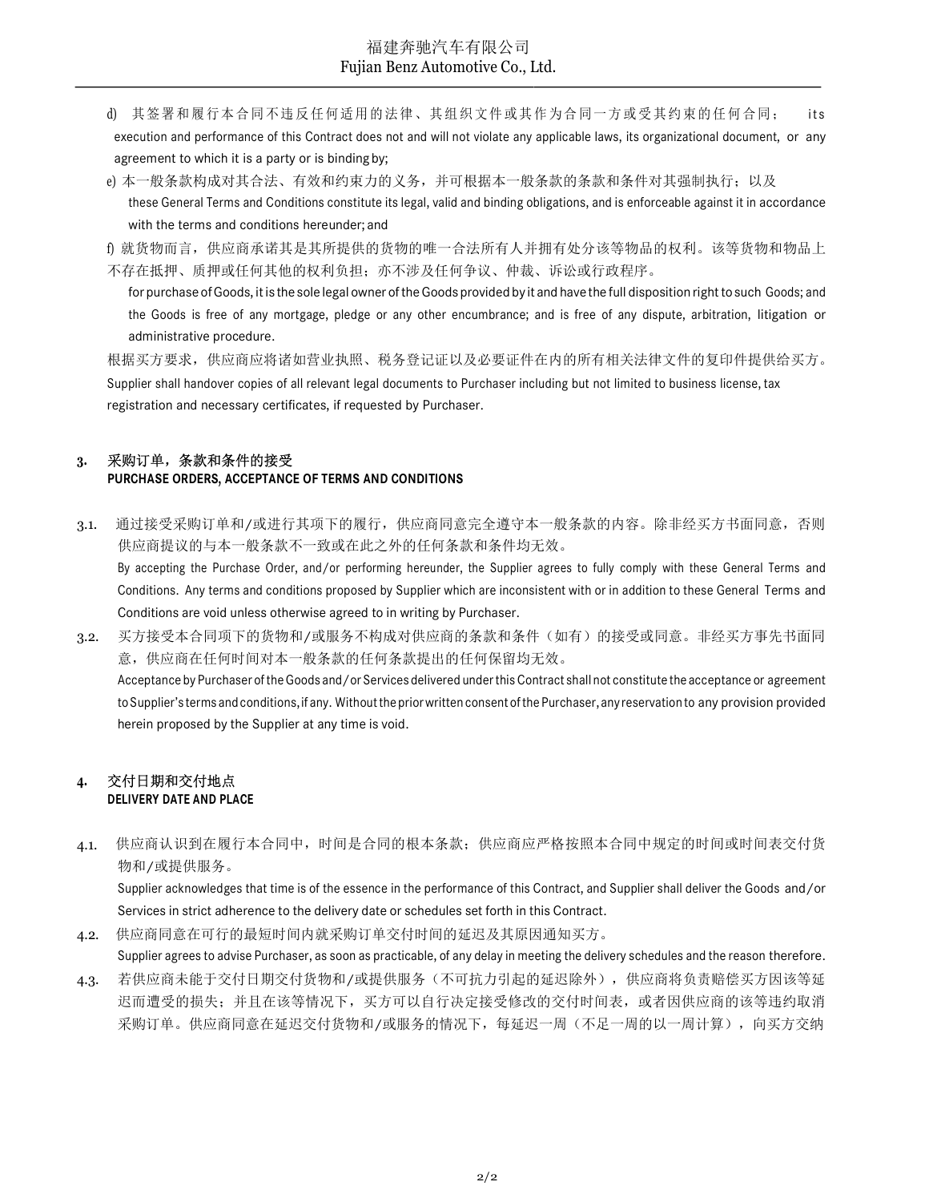d) 其签署和履行本合同不违反任何适用的法律、其组织文件或其作为合同一方或受其约束的任何合同； its execution and performance of this Contract does not and will not violate any applicable laws, its organizational document, or any agreement to which it is a party or is binding by;

e) 本一般条款构成对其合法、有效和约束力的义务，并可根据本一般条款的条款和条件对其强制执行；以及
these General Terms and Conditions constitute its legal, valid and binding obligations, and is enforceable against it in accordance with the terms and conditions hereunder; and

f) 就货物而言，供应商承诺其是其所提供的货物的唯一合法所有人并拥有处分该等物品的权利。该等货物和物品上不存在抵押、质押或任何其他的权利负担；亦不涉及任何争议、仲裁、诉讼或行政程序。
for purchase of Goods, it is the sole legal owner of the Goods provided by it and have the full disposition right to such Goods; and the Goods is free of any mortgage, pledge or any other encumbrance; and is free of any dispute, arbitration, litigation or administrative procedure.

根据买方要求，供应商应将诸如营业执照、税务登记证以及必要证件在内的所有相关法律文件的复印件提供给买方。
Supplier shall handover copies of all relevant legal documents to Purchaser including but not limited to business license, tax registration and necessary certificates, if requested by Purchaser.

## 3. 采购订单，条款和条件的接受 PURCHASE ORDERS, ACCEPTANCE OF TERMS AND CONDITIONS

3.1. 通过接受采购订单和/或进行其项下的履行，供应商同意完全遵守本一般条款的内容。除非经买方书面同意，否则供应商提议的与本一般条款不一致或在此之外的任何条款和条件均无效。
By accepting the Purchase Order, and/or performing hereunder, the Supplier agrees to fully comply with these General Terms and Conditions. Any terms and conditions proposed by Supplier which are inconsistent with or in addition to these General Terms and Conditions are void unless otherwise agreed to in writing by Purchaser.

3.2. 买方接受本合同项下的货物和/或服务不构成对供应商的条款和条件（如有）的接受或同意。非经买方事先书面同意，供应商在任何时间对本一般条款的任何条款提出的任何保留均无效。
Acceptance by Purchaser of the Goods and/or Services delivered under this Contract shall not constitute the acceptance or agreement to Supplier's terms and conditions, if any. Without the prior written consent of the Purchaser, any reservation to any provision provided herein proposed by the Supplier at any time is void.

## 4. 交付日期和交付地点 DELIVERY DATE AND PLACE

4.1. 供应商认识到在履行本合同中，时间是合同的根本条款；供应商应严格按照本合同中规定的时间或时间表交付货物和/或提供服务。
Supplier acknowledges that time is of the essence in the performance of this Contract, and Supplier shall deliver the Goods and/or Services in strict adherence to the delivery date or schedules set forth in this Contract.

4.2. 供应商同意在可行的最短时间内就采购订单交付时间的延迟及其原因通知买方。
Supplier agrees to advise Purchaser, as soon as practicable, of any delay in meeting the delivery schedules and the reason therefore.

4.3. 若供应商未能于交付日期交付货物和/或提供服务（不可抗力引起的延迟除外），供应商将负责赔偿买方因该等延迟而遭受的损失；并且在该等情况下，买方可以自行决定接受修改的交付时间表，或者因供应商的该等违约取消采购订单。供应商同意在延迟交付货物和/或服务的情况下，每延迟一周（不足一周的以一周计算），向买方交纳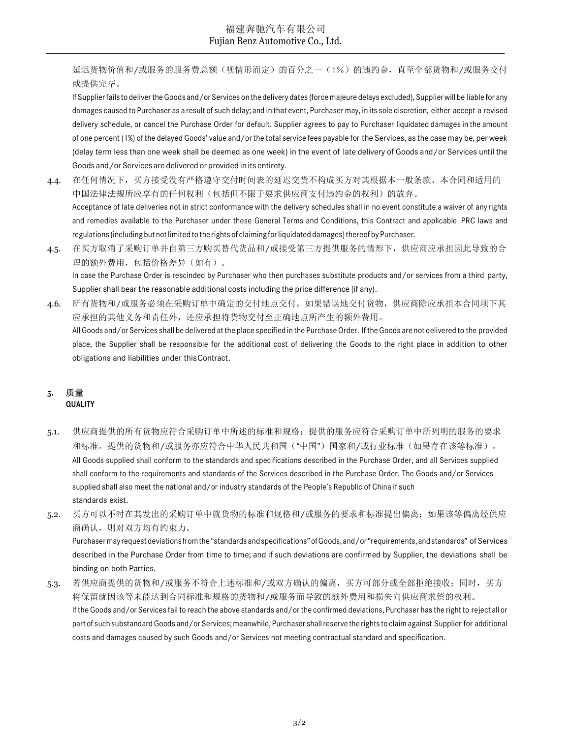延迟货物价值和/或服务的服务费总额（视情形而定）的百分之一（1%）的违约金，直至全部货物和/或服务交付或提供完毕。

If Supplier fails to deliver the Goods and/or Services on the delivery dates (force majeure delays excluded), Supplier will be liable for any damages caused to Purchaser as a result of such delay; and in that event, Purchaser may, in its sole discretion, either accept a revised delivery schedule, or cancel the Purchase Order for default. Supplier agrees to pay to Purchaser liquidated damages in the amount of one percent (1%) of the delayed Goods' value and/or the total service fees payable for the Services, as the case may be, per week (delay term less than one week shall be deemed as one week) in the event of late delivery of Goods and/or Services until the Goods and/or Services are delivered or provided in its entirety.

4.4. 在任何情况下，买方接受没有严格遵守交付时间表的延迟交货不构成买方对其根据本一般条款、本合同和适用的中国法律法规所应享有的任何权利（包括但不限于要求供应商支付违约金的权利）的放弃。

Acceptance of late deliveries not in strict conformance with the delivery schedules shall in no event constitute a waiver of any rights and remedies available to the Purchaser under these General Terms and Conditions, this Contract and applicable PRC laws and regulations (including but not limited to the rights of claiming for liquidated damages) thereof by Purchaser.

4.5. 在买方取消了采购订单并自第三方购买替代货品和/或接受第三方提供服务的情形下，供应商应承担因此导致的合理的额外费用，包括价格差异（如有）。

In case the Purchase Order is rescinded by Purchaser who then purchases substitute products and/or services from a third party, Supplier shall bear the reasonable additional costs including the price difference (if any).

4.6. 所有货物和/或服务必须在采购订单中确定的交付地点交付。如果错误地交付货物，供应商除应承担本合同项下其应承担的其他义务和责任外，还应承担将货物交付至正确地点所产生的额外费用。

All Goods and/or Services shall be delivered at the place specified in the Purchase Order. If the Goods are not delivered to the provided place, the Supplier shall be responsible for the additional cost of delivering the Goods to the right place in addition to other obligations and liabilities under this Contract.

## 5. 质量 QUALITY

5.1. 供应商提供的所有货物应符合采购订单中所述的标准和规格；提供的服务应符合采购订单中所列明的服务的要求和标准。提供的货物和/或服务亦应符合中华人民共和国（"中国"）国家和/或行业标准（如果存在该等标准）。

All Goods supplied shall conform to the standards and specifications described in the Purchase Order, and all Services supplied shall conform to the requirements and standards of the Services described in the Purchase Order. The Goods and/or Services supplied shall also meet the national and/or industry standards of the People's Republic of China if such standards exist.

5.2. 买方可以不时在其发出的采购订单中就货物的标准和规格和/或服务的要求和标准提出偏离；如果该等偏离经供应商确认，则对双方均有约束力。

Purchaser may request deviations from the "standards and specifications" of Goods, and/or "requirements, and standards" of Services described in the Purchase Order from time to time; and if such deviations are confirmed by Supplier, the deviations shall be binding on both Parties.

5.3. 若供应商提供的货物和/或服务不符合上述标准和/或双方确认的偏离，买方可部分或全部拒绝接收；同时，买方将保留就因该等未能达到合同标准和规格的货物和/或服务而导致的额外费用和损失向供应商求偿的权利。

If the Goods and/or Services fail to reach the above standards and/or the confirmed deviations, Purchaser has the right to reject all or part of such substandard Goods and/or Services; meanwhile, Purchaser shall reserve the rights to claim against Supplier for additional costs and damages caused by such Goods and/or Services not meeting contractual standard and specification.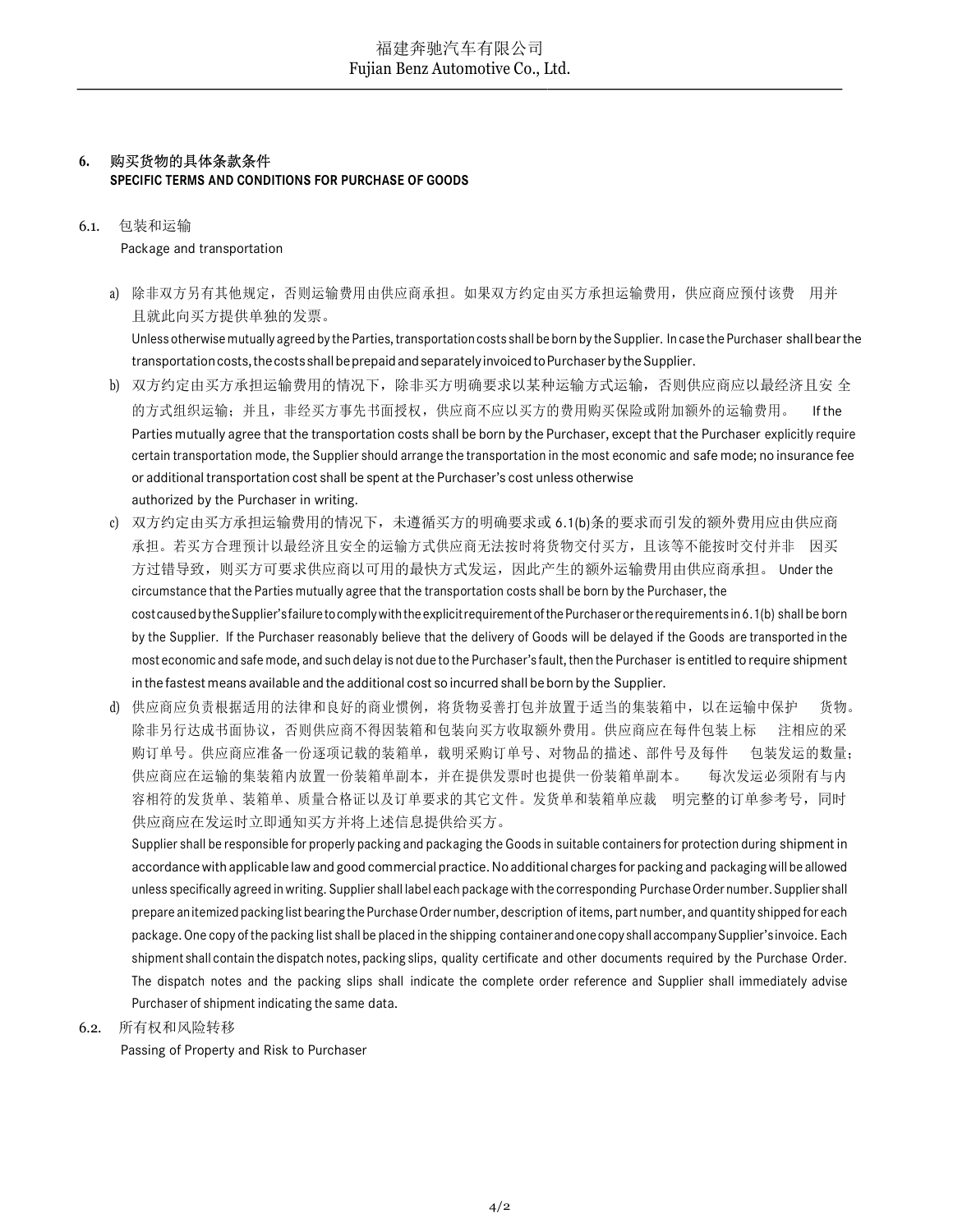## 6. 购买货物的具体条款条件
**SPECIFIC TERMS AND CONDITIONS FOR PURCHASE OF GOODS**

### 6.1. 包装和运输
Package and transportation

a) 除非双方另有其他规定，否则运输费用由供应商承担。如果双方约定由买方承担运输费用，供应商应预付该费 用并且就此向买方提供单独的发票。
Unless otherwise mutually agreed by the Parties, transportation costs shall be born by the Supplier. In case the Purchaser shall bear the transportation costs, the costs shall be prepaid and separately invoiced to Purchaser by the Supplier.

b) 双方约定由买方承担运输费用的情况下，除非买方明确要求以某种运输方式运输，否则供应商应以最经济且安 全的方式组织运输；并且，非经买方事先书面授权，供应商不应以买方的费用购买保险或附加额外的运输费用。 If the Parties mutually agree that the transportation costs shall be born by the Purchaser, except that the Purchaser explicitly require certain transportation mode, the Supplier should arrange the transportation in the most economic and safe mode; no insurance fee or additional transportation cost shall be spent at the Purchaser's cost unless otherwise authorized by the Purchaser in writing.

c) 双方约定由买方承担运输费用的情况下，未遵循买方的明确要求或 6.1(b)条的要求而引发的额外费用应由供应商承担。若买方合理预计以最经济且安全的运输方式供应商无法按时将货物交付买方，且该等不能按时交付并非 因买方过错导致，则买方可要求供应商以可用的最快方式发运，因此产生的额外运输费用由供应商承担。 Under the circumstance that the Parties mutually agree that the transportation costs shall be born by the Purchaser, the cost caused by the Supplier's failure to comply with the explicit requirement of the Purchaser or the requirements in 6.1(b) shall be born by the Supplier. If the Purchaser reasonably believe that the delivery of Goods will be delayed if the Goods are transported in the most economic and safe mode, and such delay is not due to the Purchaser's fault, then the Purchaser is entitled to require shipment in the fastest means available and the additional cost so incurred shall be born by the Supplier.

d) 供应商应负责根据适用的法律和良好的商业惯例，将货物妥善打包并放置于适当的集装箱中，以在运输中保护 货物。除非另行达成书面协议，否则供应商不得因装箱和包装向买方收取额外费用。供应商应在每件包装上标 注相应的采购订单号。供应商应准备一份逐项记载的装箱单，载明采购订单号、对物品的描述、部件号及每件 包装发运的数量；供应商应在运输的集装箱内放置一份装箱单副本，并在提供发票时也提供一份装箱单副本。 每次发运必须附有与内容相符的发货单、装箱单、质量合格证以及订单要求的其它文件。发货单和装箱单应裁 明完整的订单参考号，同时供应商应在发运时立即通知买方并将上述信息提供给买方。
Supplier shall be responsible for properly packing and packaging the Goods in suitable containers for protection during shipment in accordance with applicable law and good commercial practice. No additional charges for packing and packaging will be allowed unless specifically agreed in writing. Supplier shall label each package with the corresponding Purchase Order number. Supplier shall prepare an itemized packing list bearing the Purchase Order number, description of items, part number, and quantity shipped for each package. One copy of the packing list shall be placed in the shipping container and one copy shall accompany Supplier's invoice. Each shipment shall contain the dispatch notes, packing slips, quality certificate and other documents required by the Purchase Order. The dispatch notes and the packing slips shall indicate the complete order reference and Supplier shall immediately advise Purchaser of shipment indicating the same data.

### 6.2. 所有权和风险转移
Passing of Property and Risk to Purchaser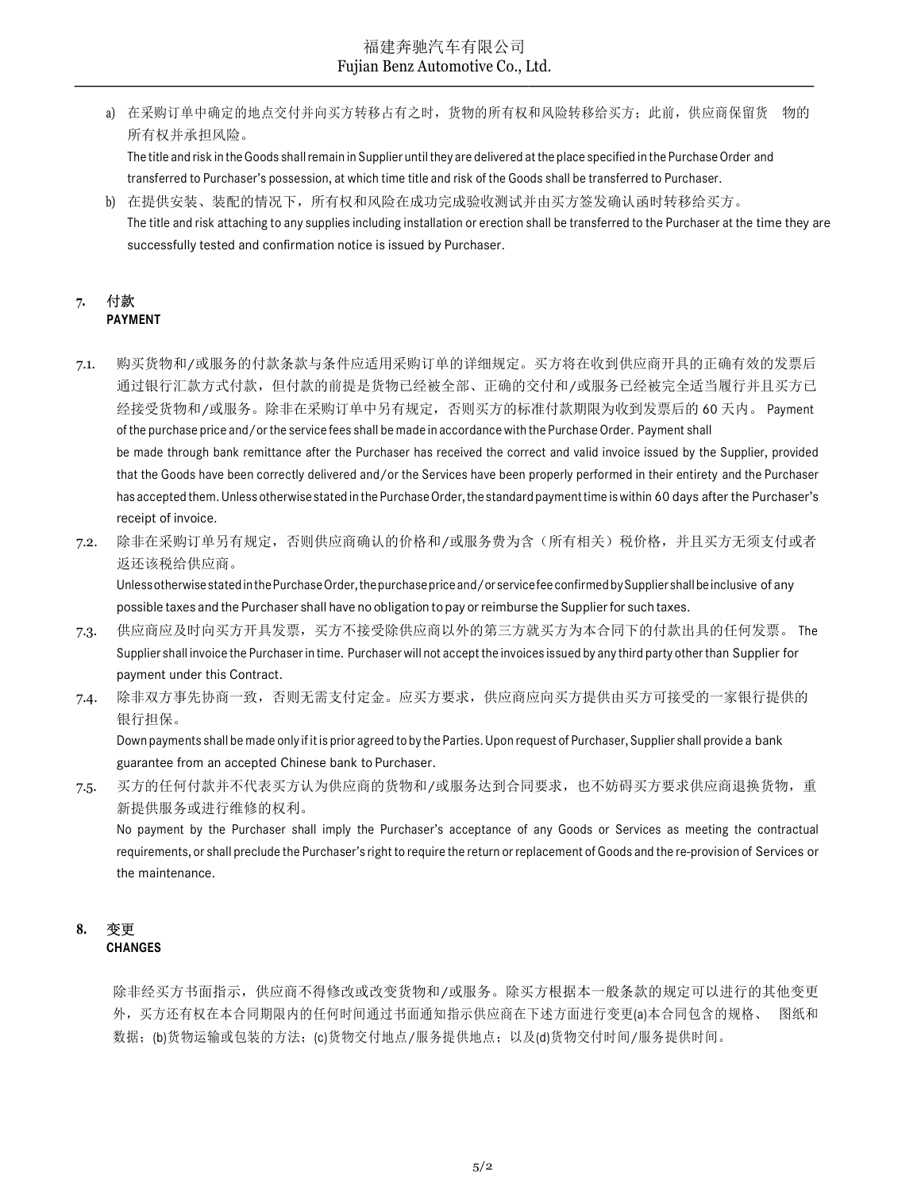a) 在采购订单中确定的地点交付并向买方转移占有之时，货物的所有权和风险转移给买方；此前，供应商保留货 物的所有权并承担风险。
   The title and risk in the Goods shall remain in Supplier until they are delivered at the place specified in the Purchase Order and transferred to Purchaser's possession, at which time title and risk of the Goods shall be transferred to Purchaser.

b) 在提供安装、装配的情况下，所有权和风险在成功完成验收测试并由买方签发确认函时转移给买方。
   The title and risk attaching to any supplies including installation or erection shall be transferred to the Purchaser at the time they are successfully tested and confirmation notice is issued by Purchaser.

## 7. 付款
**PAYMENT**

7.1. 购买货物和/或服务的付款条款与条件应适用采购订单的详细规定。买方将在收到供应商开具的正确有效的发票后通过银行汇款方式付款，但付款的前提是货物已经被全部、正确的交付和/或服务已经被完全适当履行并且买方已经接受货物和/或服务。除非在采购订单中另有规定，否则买方的标准付款期限为收到发票后的 60 天内。 Payment of the purchase price and/or the service fees shall be made in accordance with the Purchase Order. Payment shall be made through bank remittance after the Purchaser has received the correct and valid invoice issued by the Supplier, provided that the Goods have been correctly delivered and/or the Services have been properly performed in their entirety and the Purchaser has accepted them. Unless otherwise stated in the Purchase Order, the standard payment time is within 60 days after the Purchaser's receipt of invoice.

7.2. 除非在采购订单另有规定，否则供应商确认的价格和/或服务费为含（所有相关）税价格，并且买方无须支付或者返还该税给供应商。
Unless otherwise stated in the Purchase Order, the purchase price and/or service fee confirmed by Supplier shall be inclusive of any possible taxes and the Purchaser shall have no obligation to pay or reimburse the Supplier for such taxes.

7.3. 供应商应及时向买方开具发票，买方不接受除供应商以外的第三方就买方为本合同下的付款出具的任何发票。 The Supplier shall invoice the Purchaser in time. Purchaser will not accept the invoices issued by any third party other than Supplier for payment under this Contract.

7.4. 除非双方事先协商一致，否则无需支付定金。应买方要求，供应商应向买方提供由买方可接受的一家银行提供的银行担保。
Down payments shall be made only if it is prior agreed to by the Parties. Upon request of Purchaser, Supplier shall provide a bank guarantee from an accepted Chinese bank to Purchaser.

7.5. 买方的任何付款并不代表买方认为供应商的货物和/或服务达到合同要求，也不妨碍买方要求供应商退换货物，重新提供服务或进行维修的权利。
No payment by the Purchaser shall imply the Purchaser's acceptance of any Goods or Services as meeting the contractual requirements, or shall preclude the Purchaser's right to require the return or replacement of Goods and the re-provision of Services or the maintenance.

## 8. 变更
**CHANGES**

除非经买方书面指示，供应商不得修改或改变货物和/或服务。除买方根据本一般条款的规定可以进行的其他变更外，买方还有权在本合同期限内的任何时间通过书面通知指示供应商在下述方面进行变更(a)本合同包含的规格、 图纸和数据；(b)货物运输或包装的方法；(c)货物交付地点/服务提供地点；以及(d)货物交付时间/服务提供时间。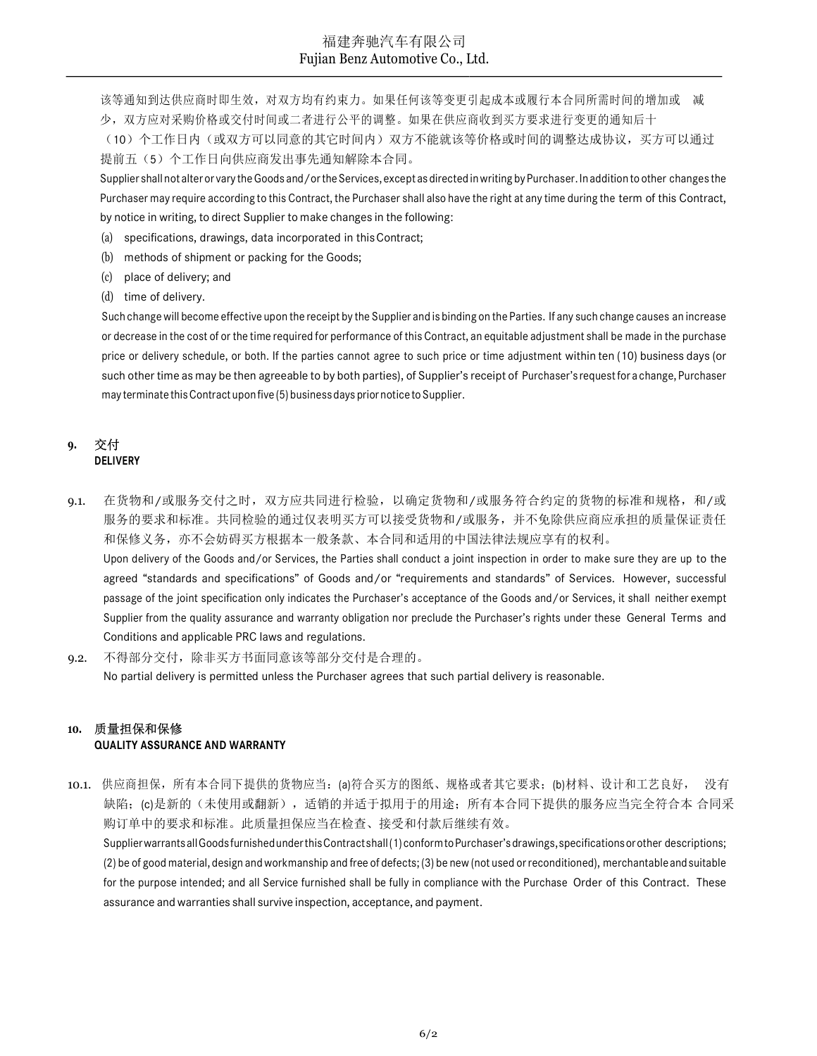该等通知到达供应商时即生效，对双方均有约束力。如果任何该等变更引起成本或履行本合同所需时间的增加或 减少，双方应对采购价格或交付时间或二者进行公平的调整。如果在供应商收到买方要求进行变更的通知后十（10）个工作日内（或双方可以同意的其它时间内）双方不能就该等价格或时间的调整达成协议，买方可以通过提前五（5）个工作日向供应商发出事先通知解除本合同。

Supplier shall not alter or vary the Goods and/or the Services, except as directed in writing by Purchaser. In addition to other changes the Purchaser may require according to this Contract, the Purchaser shall also have the right at any time during the term of this Contract, by notice in writing, to direct Supplier to make changes in the following:

(a) specifications, drawings, data incorporated in this Contract;

(b) methods of shipment or packing for the Goods;

(c) place of delivery; and

(d) time of delivery.

Such change will become effective upon the receipt by the Supplier and is binding on the Parties. If any such change causes an increase or decrease in the cost of or the time required for performance of this Contract, an equitable adjustment shall be made in the purchase price or delivery schedule, or both. If the parties cannot agree to such price or time adjustment within ten (10) business days (or such other time as may be then agreeable to by both parties), of Supplier's receipt of Purchaser's request for a change, Purchaser may terminate this Contract upon five (5) business days prior notice to Supplier.

## 9. 交付 DELIVERY

9.1. 在货物和/或服务交付之时，双方应共同进行检验，以确定货物和/或服务符合约定的货物的标准和规格，和/或服务的要求和标准。共同检验的通过仅表明买方可以接受货物和/或服务，并不免除供应商应承担的质量保证责任和保修义务，亦不会妨碍买方根据本一般条款、本合同和适用的中国法律法规应享有的权利。

Upon delivery of the Goods and/or Services, the Parties shall conduct a joint inspection in order to make sure they are up to the agreed "standards and specifications" of Goods and/or "requirements and standards" of Services. However, successful passage of the joint specification only indicates the Purchaser's acceptance of the Goods and/or Services, it shall neither exempt Supplier from the quality assurance and warranty obligation nor preclude the Purchaser's rights under these General Terms and Conditions and applicable PRC laws and regulations.

9.2. 不得部分交付，除非买方书面同意该等部分交付是合理的。

No partial delivery is permitted unless the Purchaser agrees that such partial delivery is reasonable.

## 10. 质量担保和保修 QUALITY ASSURANCE AND WARRANTY

10.1. 供应商担保，所有本合同下提供的货物应当：(a)符合买方的图纸、规格或者其它要求；(b)材料、设计和工艺良好， 没有缺陷；(c)是新的（未使用或翻新），适销的并适于拟用于的用途；所有本合同下提供的服务应当完全符合本 合同采购订单中的要求和标准。此质量担保应当在检查、接受和付款后继续有效。

Supplier warrants all Goods furnished under this Contract shall (1) conform to Purchaser's drawings, specifications or other descriptions; (2) be of good material, design and workmanship and free of defects; (3) be new (not used or reconditioned), merchantable and suitable for the purpose intended; and all Service furnished shall be fully in compliance with the Purchase Order of this Contract. These assurance and warranties shall survive inspection, acceptance, and payment.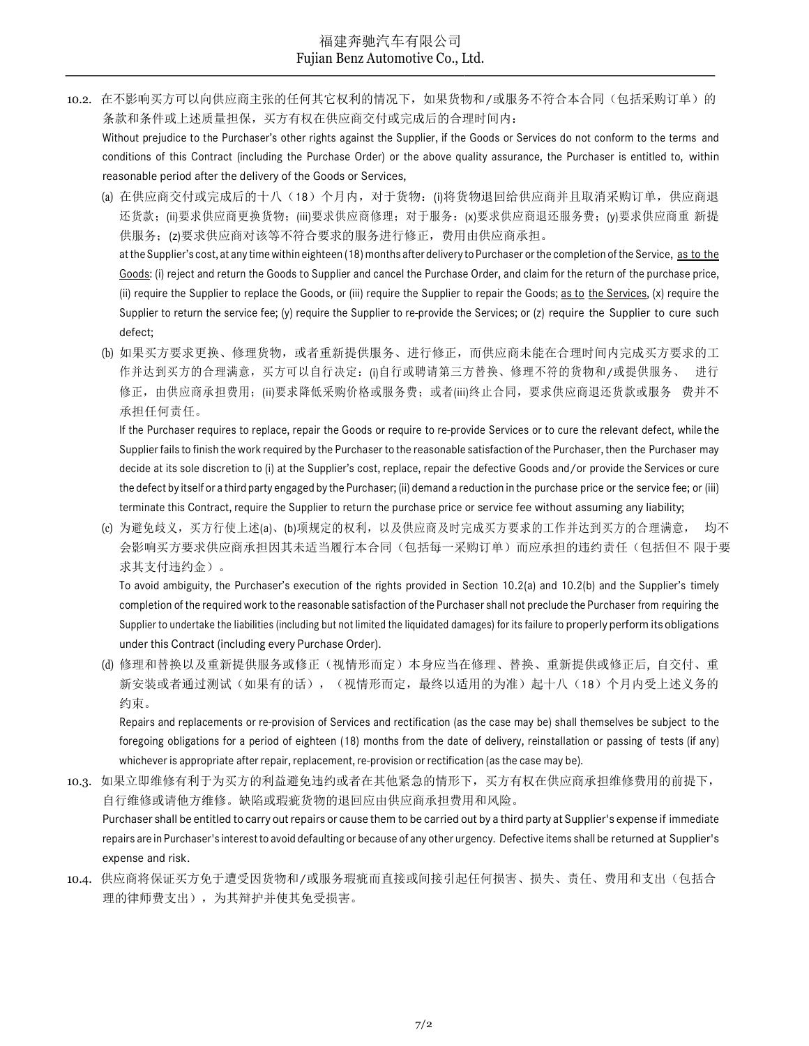10.2. 在不影响买方可以向供应商主张的任何其它权利的情况下，如果货物和/或服务不符合本合同（包括采购订单）的条款和条件或上述质量担保，买方有权在供应商交付或完成后的合理时间内：

Without prejudice to the Purchaser's other rights against the Supplier, if the Goods or Services do not conform to the terms and conditions of this Contract (including the Purchase Order) or the above quality assurance, the Purchaser is entitled to, within reasonable period after the delivery of the Goods or Services,

(a) 在供应商交付或完成后的十八（18）个月内，对于货物：(i)将货物退回给供应商并且取消采购订单，供应商退还货款；(ii)要求供应商更换货物；(iii)要求供应商修理；对于服务：(x)要求供应商退还服务费；(y)要求供应商重 新提供服务；(z)要求供应商对该等不符合要求的服务进行修正，费用由供应商承担。

at the Supplier's cost, at any time within eighteen (18) months after delivery to Purchaser or the completion of the Service, as to the Goods: (i) reject and return the Goods to Supplier and cancel the Purchase Order, and claim for the return of the purchase price, (ii) require the Supplier to replace the Goods, or (iii) require the Supplier to repair the Goods; as to the Services, (x) require the Supplier to return the service fee; (y) require the Supplier to re-provide the Services; or (z) require the Supplier to cure such defect;

(b) 如果买方要求更换、修理货物，或者重新提供服务、进行修正，而供应商未能在合理时间内完成买方要求的工作并达到买方的合理满意，买方可以自行决定：(i)自行或聘请第三方替换、修理不符的货物和/或提供服务、 进行修正，由供应商承担费用；(ii)要求降低采购价格或服务费；或者(iii)终止合同，要求供应商退还货款或服务 费并不承担任何责任。

If the Purchaser requires to replace, repair the Goods or require to re-provide Services or to cure the relevant defect, while the Supplier fails to finish the work required by the Purchaser to the reasonable satisfaction of the Purchaser, then the Purchaser may decide at its sole discretion to (i) at the Supplier's cost, replace, repair the defective Goods and/or provide the Services or cure the defect by itself or a third party engaged by the Purchaser; (ii) demand a reduction in the purchase price or the service fee; or (iii) terminate this Contract, require the Supplier to return the purchase price or service fee without assuming any liability;

(c) 为避免歧义，买方行使上述(a)、(b)项规定的权利，以及供应商及时完成买方要求的工作并达到买方的合理满意， 均不会影响买方要求供应商承担因其未适当履行本合同（包括每一采购订单）而应承担的违约责任（包括但不 限于要求其支付违约金）。

To avoid ambiguity, the Purchaser's execution of the rights provided in Section 10.2(a) and 10.2(b) and the Supplier's timely completion of the required work to the reasonable satisfaction of the Purchaser shall not preclude the Purchaser from requiring the Supplier to undertake the liabilities (including but not limited the liquidated damages) for its failure to properly perform its obligations under this Contract (including every Purchase Order).

(d) 修理和替换以及重新提供服务或修正（视情形而定）本身应当在修理、替换、重新提供或修正后, 自交付、重新安装或者通过测试（如果有的话），（视情形而定，最终以适用的为准）起十八（18）个月内受上述义务的约束。

Repairs and replacements or re-provision of Services and rectification (as the case may be) shall themselves be subject to the foregoing obligations for a period of eighteen (18) months from the date of delivery, reinstallation or passing of tests (if any) whichever is appropriate after repair, replacement, re-provision or rectification (as the case may be).

10.3. 如果立即维修有利于为买方的利益避免违约或者在其他紧急的情形下，买方有权在供应商承担维修费用的前提下，自行维修或请他方维修。缺陷或瑕疵货物的退回应由供应商承担费用和风险。

Purchaser shall be entitled to carry out repairs or cause them to be carried out by a third party at Supplier's expense if immediate repairs are in Purchaser's interest to avoid defaulting or because of any other urgency. Defective items shall be returned at Supplier's expense and risk.

10.4. 供应商将保证买方免于遭受因货物和/或服务瑕疵而直接或间接引起任何损害、损失、责任、费用和支出（包括合理的律师费支出），为其辩护并使其免受损害。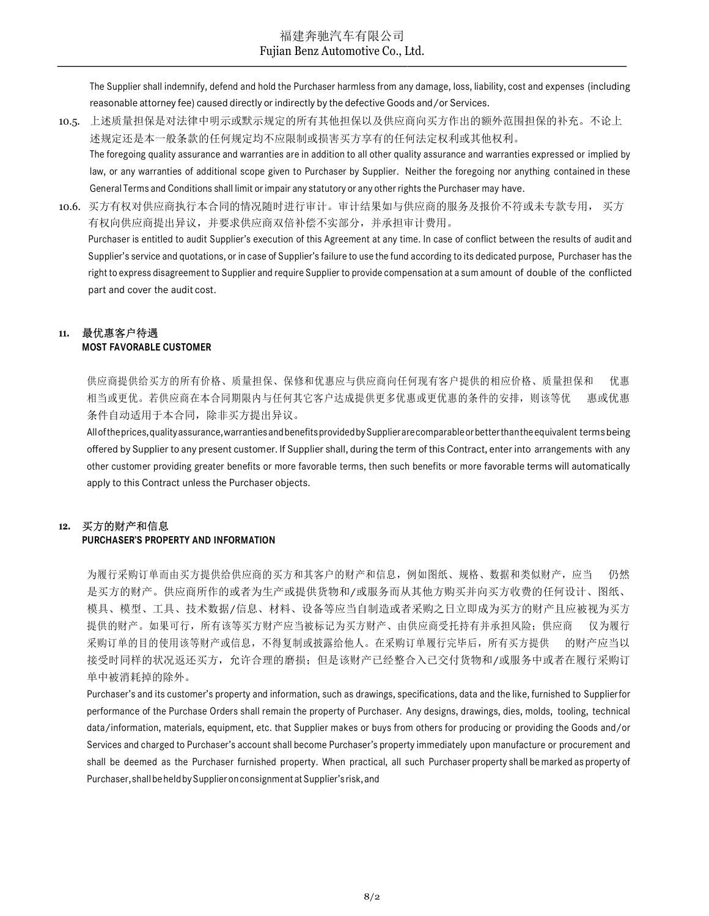The Supplier shall indemnify, defend and hold the Purchaser harmless from any damage, loss, liability, cost and expenses (including reasonable attorney fee) caused directly or indirectly by the defective Goods and/or Services.

10.5. 上述质量担保是对法律中明示或默示规定的所有其他担保以及供应商向买方作出的额外范围担保的补充。不论上述规定还是本一般条款的任何规定均不应限制或损害买方享有的任何法定权利或其他权利。

The foregoing quality assurance and warranties are in addition to all other quality assurance and warranties expressed or implied by law, or any warranties of additional scope given to Purchaser by Supplier. Neither the foregoing nor anything contained in these General Terms and Conditions shall limit or impair any statutory or any other rights the Purchaser may have.

10.6. 买方有权对供应商执行本合同的情况随时进行审计。审计结果如与供应商的服务及报价不符或未专款专用， 买方有权向供应商提出异议，并要求供应商双倍补偿不实部分，并承担审计费用。

Purchaser is entitled to audit Supplier's execution of this Agreement at any time. In case of conflict between the results of audit and Supplier's service and quotations, or in case of Supplier's failure to use the fund according to its dedicated purpose, Purchaser has the right to express disagreement to Supplier and require Supplier to provide compensation at a sum amount of double of the conflicted part and cover the audit cost.

## 11. 最优惠客户待遇
## MOST FAVORABLE CUSTOMER

供应商提供给买方的所有价格、质量担保、保修和优惠应与供应商向任何现有客户提供的相应价格、质量担保和优惠相当或更优。若供应商在本合同期限内与任何其它客户达成提供更多优惠或更优惠的条件的安排，则该等优惠或优惠条件自动适用于本合同，除非买方提出异议。

All of the prices, quality assurance, warranties and benefits provided by Supplier are comparable or better than the equivalent terms being offered by Supplier to any present customer. If Supplier shall, during the term of this Contract, enter into arrangements with any other customer providing greater benefits or more favorable terms, then such benefits or more favorable terms will automatically apply to this Contract unless the Purchaser objects.

## 12. 买方的财产和信息
## PURCHASER'S PROPERTY AND INFORMATION

为履行采购订单而由买方提供给供应商的买方和其客户的财产和信息，例如图纸、规格、数据和类似财产，应当仍然是买方的财产。供应商所作的或者为生产或提供货物和/或服务而从其他方购买并向买方收费的任何设计、图纸、模具、模型、工具、技术数据/信息、材料、设备等应当自制造或者采购之日立即成为买方的财产且应被视为买方提供的财产。如果可行，所有该等买方财产应当被标记为买方财产、由供应商受托持有并承担风险；供应商仅为履行采购订单的目的使用该等财产或信息，不得复制或披露给他人。在采购订单履行完毕后，所有买方提供的财产应当以接受时同样的状况返还买方，允许合理的磨损；但是该财产已经整合入已交付货物和/或服务中或者在履行采购订单中被消耗掉的除外。

Purchaser's and its customer's property and information, such as drawings, specifications, data and the like, furnished to Supplier for performance of the Purchase Orders shall remain the property of Purchaser. Any designs, drawings, dies, molds, tooling, technical data/information, materials, equipment, etc. that Supplier makes or buys from others for producing or providing the Goods and/or Services and charged to Purchaser's account shall become Purchaser's property immediately upon manufacture or procurement and shall be deemed as the Purchaser furnished property. When practical, all such Purchaser property shall be marked as property of Purchaser, shall be held by Supplier on consignment at Supplier's risk, and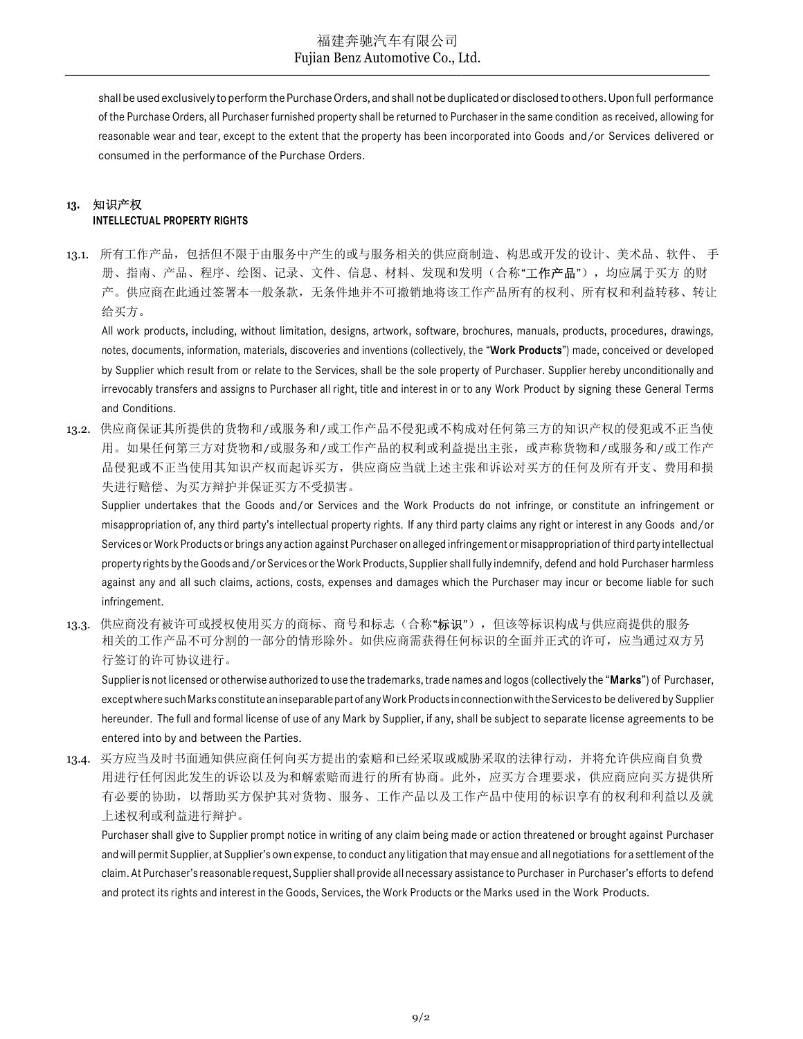shall be used exclusively to perform the Purchase Orders, and shall not be duplicated or disclosed to others. Upon full performance of the Purchase Orders, all Purchaser furnished property shall be returned to Purchaser in the same condition as received, allowing for reasonable wear and tear, except to the extent that the property has been incorporated into Goods and/or Services delivered or consumed in the performance of the Purchase Orders.

## 13. 知识产权 INTELLECTUAL PROPERTY RIGHTS

13.1. 所有工作产品，包括但不限于由服务中产生的或与服务相关的供应商制造、构思或开发的设计、美术品、软件、手册、指南、产品、程序、绘图、记录、文件、信息、材料、发现和发明（合称"**工作产品**"），均应属于买方的财产。供应商在此通过签署本一般条款，无条件地并不可撤销地将该工作产品所有的权利、所有权和利益转移、转让给买方。

All work products, including, without limitation, designs, artwork, software, brochures, manuals, products, procedures, drawings, notes, documents, information, materials, discoveries and inventions (collectively, the "**Work Products**") made, conceived or developed by Supplier which result from or relate to the Services, shall be the sole property of Purchaser. Supplier hereby unconditionally and irrevocably transfers and assigns to Purchaser all right, title and interest in or to any Work Product by signing these General Terms and Conditions.

13.2. 供应商保证其所提供的货物和/或服务和/或工作产品不侵犯或不构成对任何第三方的知识产权的侵犯或不正当使用。如果任何第三方对货物和/或服务和/或工作产品的权利或利益提出主张，或声称货物和/或服务和/或工作产品侵犯或不正当使用其知识产权而起诉买方，供应商应当就上述主张和诉讼对买方的任何及所有开支、费用和损失进行赔偿、为买方辩护并保证买方不受损害。

Supplier undertakes that the Goods and/or Services and the Work Products do not infringe, or constitute an infringement or misappropriation of, any third party's intellectual property rights. If any third party claims any right or interest in any Goods and/or Services or Work Products or brings any action against Purchaser on alleged infringement or misappropriation of third party intellectual property rights by the Goods and/or Services or the Work Products, Supplier shall fully indemnify, defend and hold Purchaser harmless against any and all such claims, actions, costs, expenses and damages which the Purchaser may incur or become liable for such infringement.

13.3. 供应商没有被许可或授权使用买方的商标、商号和标志（合称"**标识**"），但该等标识构成与供应商提供的服务相关的工作产品不可分割的一部分的情形除外。如供应商需获得任何标识的全面并正式的许可，应当通过双方另行签订的许可协议进行。

Supplier is not licensed or otherwise authorized to use the trademarks, trade names and logos (collectively the "**Marks**") of Purchaser, except where such Marks constitute an inseparable part of any Work Products in connection with the Services to be delivered by Supplier hereunder. The full and formal license of use of any Mark by Supplier, if any, shall be subject to separate license agreements to be entered into by and between the Parties.

13.4. 买方应当及时书面通知供应商任何向买方提出的索赔和已经采取或威胁采取的法律行动，并将允许供应商自负费用进行任何因此发生的诉讼以及为和解索赔而进行的所有协商。此外，应买方合理要求，供应商应向买方提供所有必要的协助，以帮助买方保护其对货物、服务、工作产品以及工作产品中使用的标识享有的权利和利益以及就上述权利或利益进行辩护。

Purchaser shall give to Supplier prompt notice in writing of any claim being made or action threatened or brought against Purchaser and will permit Supplier, at Supplier's own expense, to conduct any litigation that may ensue and all negotiations for a settlement of the claim. At Purchaser's reasonable request, Supplier shall provide all necessary assistance to Purchaser in Purchaser's efforts to defend and protect its rights and interest in the Goods, Services, the Work Products or the Marks used in the Work Products.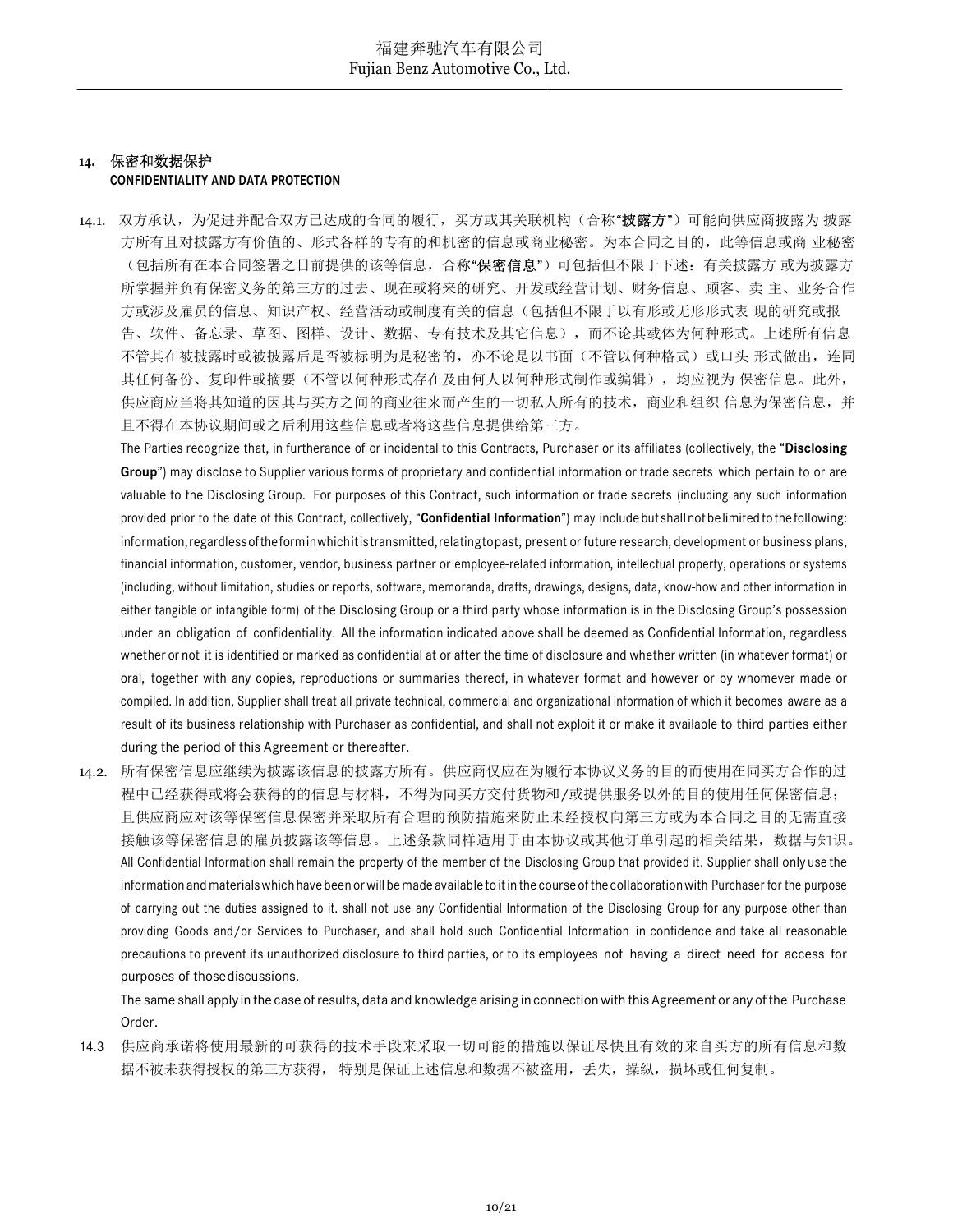## 14. 保密和数据保护
**CONFIDENTIALITY AND DATA PROTECTION**

14.1. 双方承认，为促进并配合双方已达成的合同的履行，买方或其关联机构（合称“**披露方**”）可能向供应商披露为 披露方所有且对披露方有价值的、形式各样的专有的和机密的信息或商业秘密。为本合同之目的，此等信息或商 业秘密（包括所有在本合同签署之日前提供的该等信息，合称“**保密信息**”）可包括但不限于下述：有关披露方 或为披露方所掌握并负有保密义务的第三方的过去、现在或将来的研究、开发或经营计划、财务信息、顾客、卖 主、业务合作方或涉及雇员的信息、知识产权、经营活动或制度有关的信息（包括但不限于以有形或无形形式表 现的研究或报告、软件、备忘录、草图、图样、设计、数据、专有技术及其它信息），而不论其载体为何种形式。上述所有信息不管其在被披露时或被披露后是否被标明为是秘密的，亦不论是以书面（不管以何种格式）或口头 形式做出，连同其任何备份、复印件或摘要（不管以何种形式存在及由何人以何种形式制作或编辑），均应视为 保密信息。此外，供应商应当将其知道的因其与买方之间的商业往来而产生的一切私人所有的技术，商业和组织 信息为保密信息，并且不得在本协议期间或之后利用这些信息或者将这些信息提供给第三方。

The Parties recognize that, in furtherance of or incidental to this Contracts, Purchaser or its affiliates (collectively, the "**Disclosing Group**") may disclose to Supplier various forms of proprietary and confidential information or trade secrets which pertain to or are valuable to the Disclosing Group. For purposes of this Contract, such information or trade secrets (including any such information provided prior to the date of this Contract, collectively, "**Confidential Information**") may include but shall not be limited to the following: information, regardless of the form in which it is transmitted, relating to past, present or future research, development or business plans, financial information, customer, vendor, business partner or employee-related information, intellectual property, operations or systems (including, without limitation, studies or reports, software, memoranda, drafts, drawings, designs, data, know-how and other information in either tangible or intangible form) of the Disclosing Group or a third party whose information is in the Disclosing Group's possession under an obligation of confidentiality. All the information indicated above shall be deemed as Confidential Information, regardless whether or not it is identified or marked as confidential at or after the time of disclosure and whether written (in whatever format) or oral, together with any copies, reproductions or summaries thereof, in whatever format and however or by whomever made or compiled. In addition, Supplier shall treat all private technical, commercial and organizational information of which it becomes aware as a result of its business relationship with Purchaser as confidential, and shall not exploit it or make it available to third parties either during the period of this Agreement or thereafter.

14.2. 所有保密信息应继续为披露该信息的披露方所有。供应商仅应在为履行本协议义务的目的而使用在同买方合作的过程中已经获得或将会获得的的信息与材料，不得为向买方交付货物和/或提供服务以外的目的使用任何保密信息；且供应商应对该等保密信息保密并采取所有合理的预防措施来防止未经授权向第三方或为本合同之目的无需直接接触该等保密信息的雇员披露该等信息。上述条款同样适用于由本协议或其他订单引起的相关结果，数据与知识。

All Confidential Information shall remain the property of the member of the Disclosing Group that provided it. Supplier shall only use the information and materials which have been or will be made available to it in the course of the collaboration with Purchaser for the purpose of carrying out the duties assigned to it. shall not use any Confidential Information of the Disclosing Group for any purpose other than providing Goods and/or Services to Purchaser, and shall hold such Confidential Information in confidence and take all reasonable precautions to prevent its unauthorized disclosure to third parties, or to its employees not having a direct need for access for purposes of those discussions.

The same shall apply in the case of results, data and knowledge arising in connection with this Agreement or any of the Purchase Order.

14.3 供应商承诺将使用最新的可获得的技术手段来采取一切可能的措施以保证尽快且有效的来自买方的所有信息和数据不被未获得授权的第三方获得， 特别是保证上述信息和数据不被盗用，丢失，操纵，损坏或任何复制。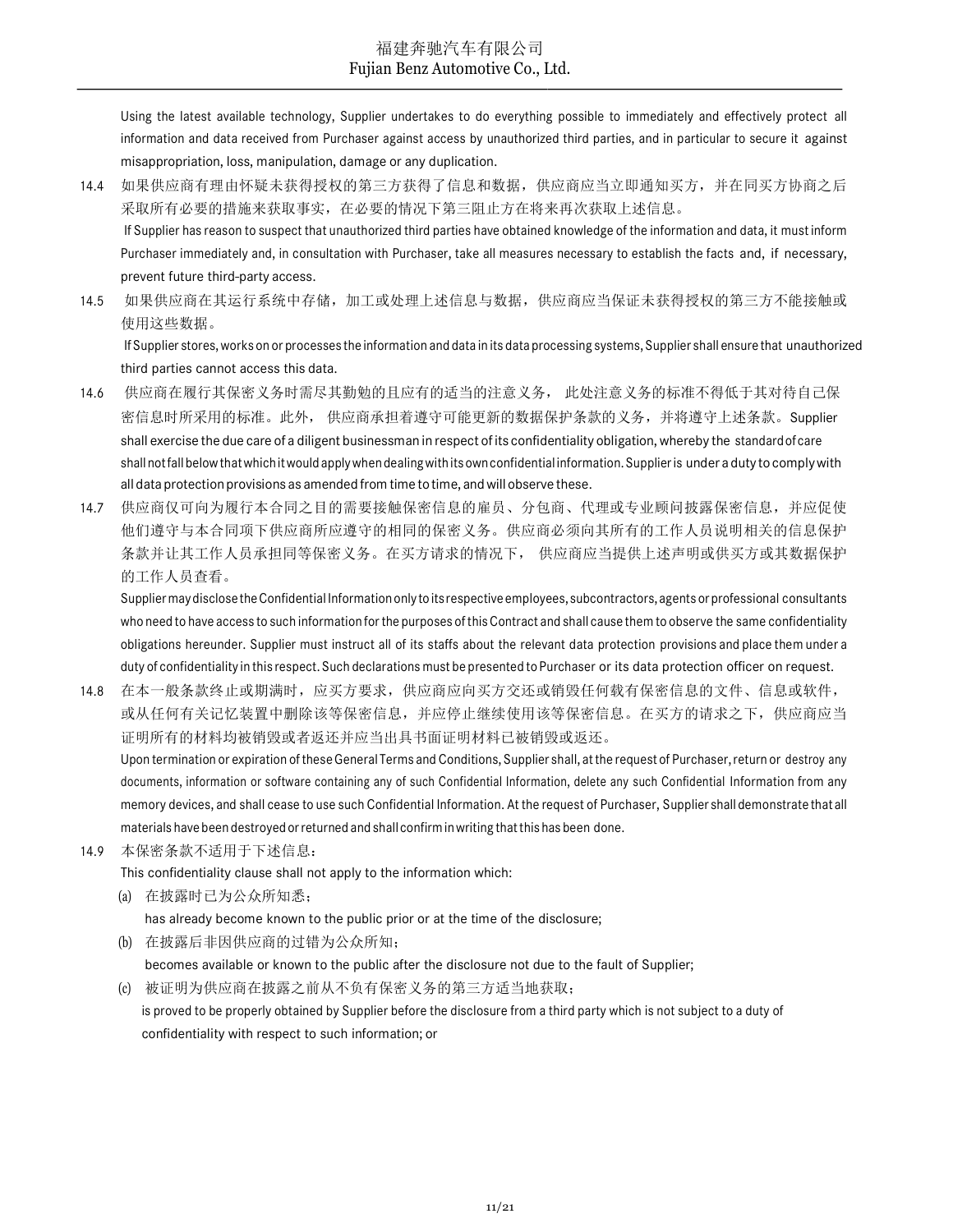Using the latest available technology, Supplier undertakes to do everything possible to immediately and effectively protect all information and data received from Purchaser against access by unauthorized third parties, and in particular to secure it against misappropriation, loss, manipulation, damage or any duplication.

14.4 如果供应商有理由怀疑未获得授权的第三方获得了信息和数据，供应商应当立即通知买方，并在同买方协商之后采取所有必要的措施来获取事实，在必要的情况下第三阻止方在将来再次获取上述信息。
If Supplier has reason to suspect that unauthorized third parties have obtained knowledge of the information and data, it must inform Purchaser immediately and, in consultation with Purchaser, take all measures necessary to establish the facts and, if necessary, prevent future third-party access.

14.5 如果供应商在其运行系统中存储，加工或处理上述信息与数据，供应商应当保证未获得授权的第三方不能接触或使用这些数据。
If Supplier stores, works on or processes the information and data in its data processing systems, Supplier shall ensure that unauthorized third parties cannot access this data.

14.6 供应商在履行其保密义务时需尽其勤勉的且应有的适当的注意义务， 此处注意义务的标准不得低于其对待自己保密信息时所采用的标准。此外， 供应商承担着遵守可能更新的数据保护条款的义务，并将遵守上述条款。Supplier shall exercise the due care of a diligent businessman in respect of its confidentiality obligation, whereby the standard of care shall not fall below that which it would apply when dealing with its own confidential information. Supplier is under a duty to comply with all data protection provisions as amended from time to time, and will observe these.

14.7 供应商仅可向为履行本合同之目的需要接触保密信息的雇员、分包商、代理或专业顾问披露保密信息，并应促使他们遵守与本合同项下供应商所应遵守的相同的保密义务。供应商必须向其所有的工作人员说明相关的信息保护条款并让其工作人员承担同等保密义务。在买方请求的情况下， 供应商应当提供上述声明或供买方或其数据保护的工作人员查看。
Supplier may disclose the Confidential Information only to its respective employees, subcontractors, agents or professional consultants who need to have access to such information for the purposes of this Contract and shall cause them to observe the same confidentiality obligations hereunder. Supplier must instruct all of its staffs about the relevant data protection provisions and place them under a duty of confidentiality in this respect. Such declarations must be presented to Purchaser or its data protection officer on request.

14.8 在本一般条款终止或期满时，应买方要求，供应商应向买方交还或销毁任何载有保密信息的文件、信息或软件，或从任何有关记忆装置中删除该等保密信息，并应停止继续使用该等保密信息。在买方的请求之下，供应商应当证明所有的材料均被销毁或者返还并应当出具书面证明材料已被销毁或返还。
Upon termination or expiration of these General Terms and Conditions, Supplier shall, at the request of Purchaser, return or destroy any documents, information or software containing any of such Confidential Information, delete any such Confidential Information from any memory devices, and shall cease to use such Confidential Information. At the request of Purchaser, Supplier shall demonstrate that all materials have been destroyed or returned and shall confirm in writing that this has been done.

14.9 本保密条款不适用于下述信息：
This confidentiality clause shall not apply to the information which:

(a) 在披露时已为公众所知悉；
has already become known to the public prior or at the time of the disclosure;

(b) 在披露后非因供应商的过错为公众所知；
becomes available or known to the public after the disclosure not due to the fault of Supplier;

(c) 被证明为供应商在披露之前从不负有保密义务的第三方适当地获取；
is proved to be properly obtained by Supplier before the disclosure from a third party which is not subject to a duty of confidentiality with respect to such information; or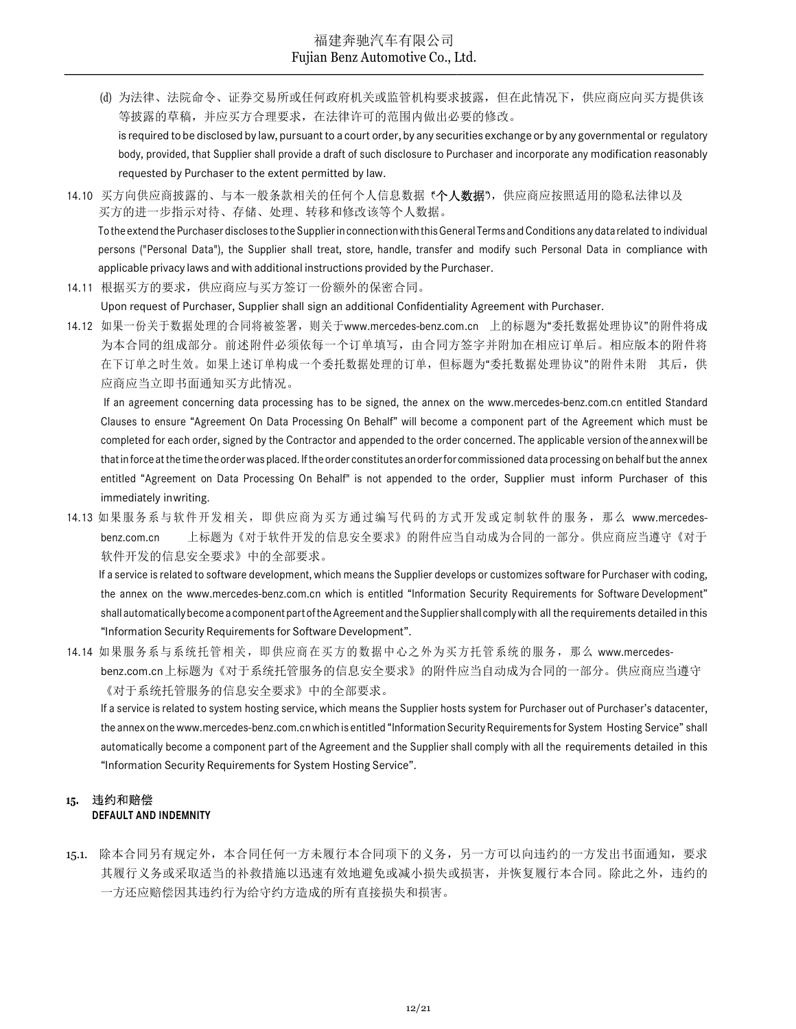(d) 为法律、法院命令、证券交易所或任何政府机关或监管机构要求披露，但在此情况下，供应商应向买方提供该等披露的草稿，并应买方合理要求，在法律许可的范围内做出必要的修改。

is required to be disclosed by law, pursuant to a court order, by any securities exchange or by any governmental or regulatory body, provided, that Supplier shall provide a draft of such disclosure to Purchaser and incorporate any modification reasonably requested by Purchaser to the extent permitted by law.

14.10 买方向供应商披露的、与本一般条款相关的任何个人信息数据（"**个人数据**"），供应商应按照适用的隐私法律以及买方的进一步指示对待、存储、处理、转移和修改该等个人数据。

To the extend the Purchaser discloses to the Supplier in connection with this General Terms and Conditions any data related to individual persons ("Personal Data"), the Supplier shall treat, store, handle, transfer and modify such Personal Data in compliance with applicable privacy laws and with additional instructions provided by the Purchaser.

14.11 根据买方的要求，供应商应与买方签订一份额外的保密合同。

Upon request of Purchaser, Supplier shall sign an additional Confidentiality Agreement with Purchaser.

14.12 如果一份关于数据处理的合同将被签署，则关于www.mercedes-benz.com.cn 上的标题为"委托数据处理协议"的附件将成为本合同的组成部分。前述附件必须依每一个订单填写，由合同方签字并附加在相应订单后。相应版本的附件将在下订单之时生效。如果上述订单构成一个委托数据处理的订单，但标题为"委托数据处理协议"的附件未附 其后，供应商应当立即书面通知买方此情况。

If an agreement concerning data processing has to be signed, the annex on the www.mercedes-benz.com.cn entitled Standard Clauses to ensure "Agreement On Data Processing On Behalf" will become a component part of the Agreement which must be completed for each order, signed by the Contractor and appended to the order concerned. The applicable version of the annex will be that in force at the time the order was placed. If the order constitutes an order for commissioned data processing on behalf but the annex entitled "Agreement on Data Processing On Behalf" is not appended to the order, Supplier must inform Purchaser of this immediately in writing.

14.13 如果服务系与软件开发相关，即供应商为买方通过编写代码的方式开发或定制软件的服务，那么 www.mercedes-benz.com.cn 上标题为《对于软件开发的信息安全要求》的附件应当自动成为合同的一部分。供应商应当遵守《对于软件开发的信息安全要求》中的全部要求。

If a service is related to software development, which means the Supplier develops or customizes software for Purchaser with coding, the annex on the www.mercedes-benz.com.cn which is entitled "Information Security Requirements for Software Development" shall automatically become a component part of the Agreement and the Supplier shall comply with all the requirements detailed in this "Information Security Requirements for Software Development".

14.14 如果服务系与系统托管相关，即供应商在买方的数据中心之外为买方托管系统的服务，那么 www.mercedes-benz.com.cn上标题为《对于系统托管服务的信息安全要求》的附件应当自动成为合同的一部分。供应商应当遵守《对于系统托管服务的信息安全要求》中的全部要求。

If a service is related to system hosting service, which means the Supplier hosts system for Purchaser out of Purchaser's datacenter, the annex on the www.mercedes-benz.com.cn which is entitled "Information Security Requirements for System Hosting Service" shall automatically become a component part of the Agreement and the Supplier shall comply with all the requirements detailed in this "Information Security Requirements for System Hosting Service".

## 15. 违约和赔偿 DEFAULT AND INDEMNITY

15.1. 除本合同另有规定外，本合同任何一方未履行本合同项下的义务，另一方可以向违约的一方发出书面通知，要求其履行义务或采取适当的补救措施以迅速有效地避免或减小损失或损害，并恢复履行本合同。除此之外，违约的一方还应赔偿因其违约行为给守约方造成的所有直接损失和损害。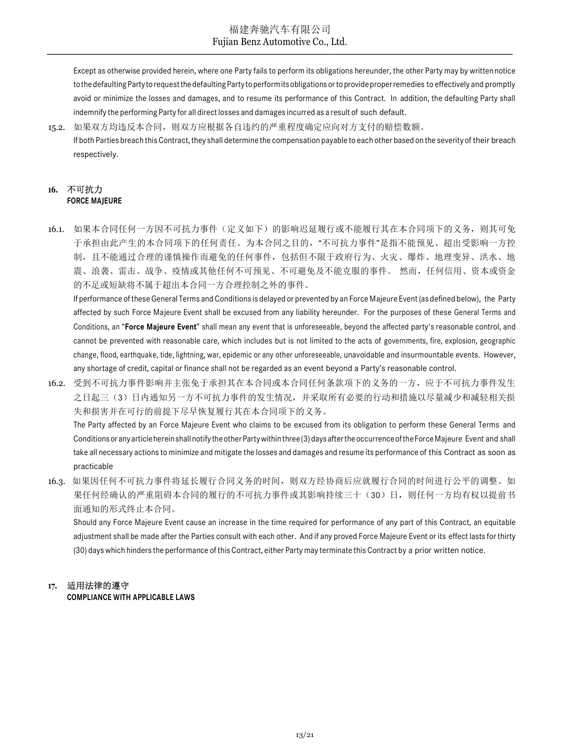Except as otherwise provided herein, where one Party fails to perform its obligations hereunder, the other Party may by written notice to the defaulting Party to request the defaulting Party to perform its obligations or to provide proper remedies to effectively and promptly avoid or minimize the losses and damages, and to resume its performance of this Contract. In addition, the defaulting Party shall indemnify the performing Party for all direct losses and damages incurred as a result of such default.

15.2. 如果双方均违反本合同，则双方应根据各自违约的严重程度确定应向对方支付的赔偿数额。

If both Parties breach this Contract, they shall determine the compensation payable to each other based on the severity of their breach respectively.

## 16. 不可抗力 FORCE MAJEURE

16.1. 如果本合同任何一方因不可抗力事件（定义如下）的影响迟延履行或不能履行其在本合同项下的义务，则其可免于承担由此产生的本合同项下的任何责任。为本合同之目的，"不可抗力事件"是指不能预见、超出受影响一方控制，且不能通过合理的谨慎操作而避免的任何事件，包括但不限于政府行为、火灾、爆炸、地理变异、洪水、地震、浪袭、雷击、战争、疫情或其他任何不可预见、不可避免及不能克服的事件。 然而，任何信用、资本或资金的不足或短缺将不属于超出本合同一方合理控制之外的事件。

If performance of these General Terms and Conditions is delayed or prevented by an Force Majeure Event (as defined below), the Party affected by such Force Majeure Event shall be excused from any liability hereunder. For the purposes of these General Terms and Conditions, an "**Force Majeure Event**" shall mean any event that is unforeseeable, beyond the affected party's reasonable control, and cannot be prevented with reasonable care, which includes but is not limited to the acts of governments, fire, explosion, geographic change, flood, earthquake, tide, lightning, war, epidemic or any other unforeseeable, unavoidable and insurmountable events. However, any shortage of credit, capital or finance shall not be regarded as an event beyond a Party's reasonable control.

16.2. 受到不可抗力事件影响并主张免于承担其在本合同或本合同任何条款项下的义务的一方，应于不可抗力事件发生之日起三（3）日内通知另一方不可抗力事件的发生情况，并采取所有必要的行动和措施以尽量减少和减轻相关损失和损害并在可行的前提下尽早恢复履行其在本合同项下的义务。

The Party affected by an Force Majeure Event who claims to be excused from its obligation to perform these General Terms and Conditions or any article herein shall notify the other Party within three (3) days after the occurrence of the Force Majeure Event and shall take all necessary actions to minimize and mitigate the losses and damages and resume its performance of this Contract as soon as practicable

16.3. 如果因任何不可抗力事件将延长履行合同义务的时间，则双方经协商后应就履行合同的时间进行公平的调整。如果任何经确认的严重阻碍本合同的履行的不可抗力事件或其影响持续三十（30）日，则任何一方均有权以提前书面通知的形式终止本合同。

Should any Force Majeure Event cause an increase in the time required for performance of any part of this Contract, an equitable adjustment shall be made after the Parties consult with each other. And if any proved Force Majeure Event or its effect lasts for thirty (30) days which hinders the performance of this Contract, either Party may terminate this Contract by a prior written notice.

## 17. 适用法律的遵守 COMPLIANCE WITH APPLICABLE LAWS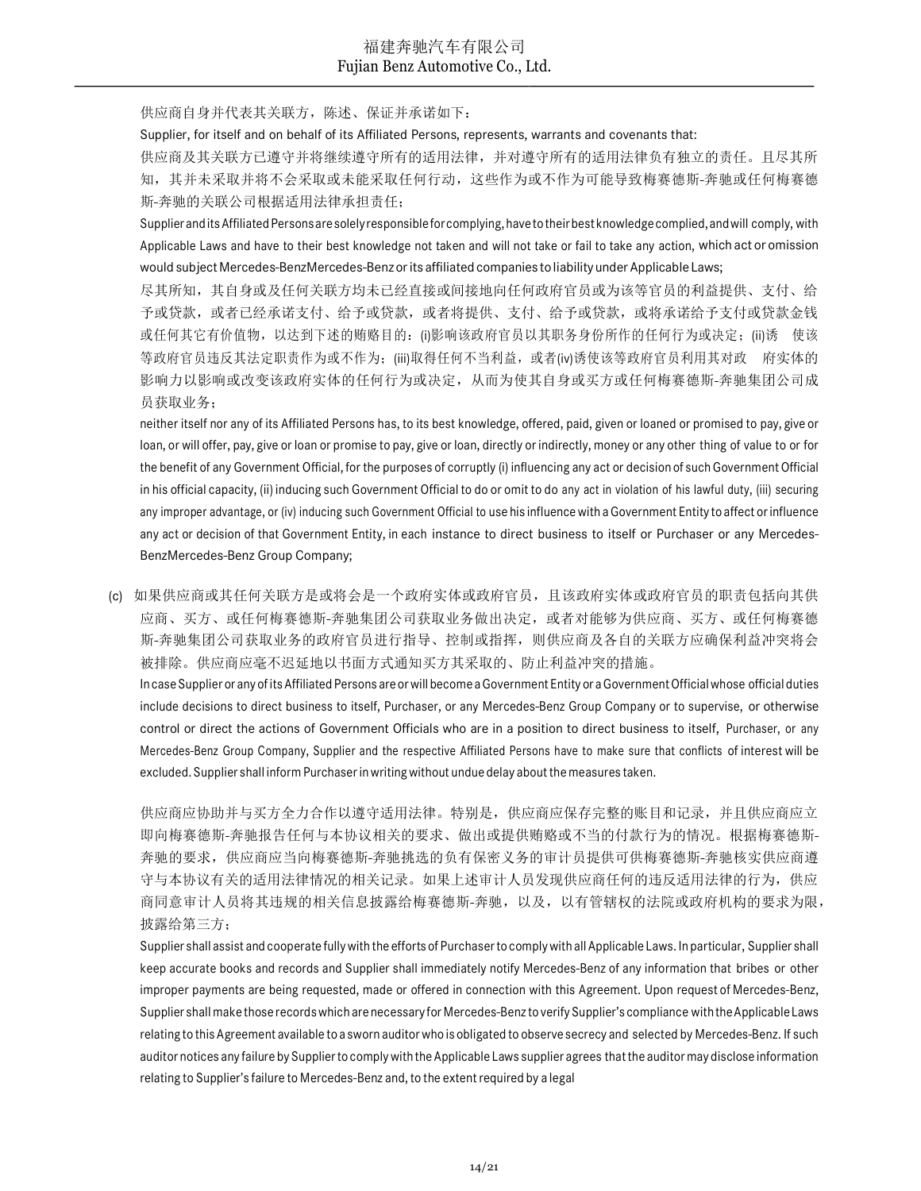供应商自身并代表其关联方，陈述、保证并承诺如下：

Supplier, for itself and on behalf of its Affiliated Persons, represents, warrants and covenants that:

供应商及其关联方已遵守并将继续遵守所有的适用法律，并对遵守所有的适用法律负有独立的责任。且尽其所知，其并未采取并将不会采取或未能采取任何行动，这些作为或不作为可能导致梅赛德斯-奔驰或任何梅赛德斯-奔驰的关联公司根据适用法律承担责任；

Supplier and its Affiliated Persons are solely responsible for complying, have to their best knowledge complied, and will comply, with Applicable Laws and have to their best knowledge not taken and will not take or fail to take any action, which act or omission would subject Mercedes-BenzMercedes-Benz or its affiliated companies to liability under Applicable Laws;

尽其所知，其自身或及任何关联方均未已经直接或间接地向任何政府官员或为该等官员的利益提供、支付、给予或贷款，或者已经承诺支付、给予或贷款，或者将提供、支付、给予或贷款，或将承诺给予支付或贷款金钱或任何其它有价值物，以达到下述的贿赂目的：(i)影响该政府官员以其职务身份所作的任何行为或决定；(ii)诱 使该等政府官员违反其法定职责作为或不作为；(iii)取得任何不当利益，或者(iv)诱使该等政府官员利用其对政 府实体的影响力以影响或改变该政府实体的任何行为或决定，从而为使其自身或买方或任何梅赛德斯-奔驰集团公司成员获取业务；

neither itself nor any of its Affiliated Persons has, to its best knowledge, offered, paid, given or loaned or promised to pay, give or loan, or will offer, pay, give or loan or promise to pay, give or loan, directly or indirectly, money or any other thing of value to or for the benefit of any Government Official, for the purposes of corruptly (i) influencing any act or decision of such Government Official in his official capacity, (ii) inducing such Government Official to do or omit to do any act in violation of his lawful duty, (iii) securing any improper advantage, or (iv) inducing such Government Official to use his influence with a Government Entity to affect or influence any act or decision of that Government Entity, in each instance to direct business to itself or Purchaser or any Mercedes-BenzMercedes-Benz Group Company;

(c) 如果供应商或其任何关联方是或将会是一个政府实体或政府官员，且该政府实体或政府官员的职责包括向其供应商、买方、或任何梅赛德斯-奔驰集团公司获取业务做出决定，或者对能够为供应商、买方、或任何梅赛德斯-奔驰集团公司获取业务的政府官员进行指导、控制或指挥，则供应商及各自的关联方应确保利益冲突将会被排除。供应商应毫不迟延地以书面方式通知买方其采取的、防止利益冲突的措施。

In case Supplier or any of its Affiliated Persons are or will become a Government Entity or a Government Official whose official duties include decisions to direct business to itself, Purchaser, or any Mercedes-Benz Group Company or to supervise, or otherwise control or direct the actions of Government Officials who are in a position to direct business to itself, Purchaser, or any Mercedes-Benz Group Company, Supplier and the respective Affiliated Persons have to make sure that conflicts of interest will be excluded. Supplier shall inform Purchaser in writing without undue delay about the measures taken.

供应商应协助并与买方全力合作以遵守适用法律。特别是，供应商应保存完整的账目和记录，并且供应商应立即向梅赛德斯-奔驰报告任何与本协议相关的要求、做出或提供贿赂或不当的付款行为的情况。根据梅赛德斯-奔驰的要求，供应商应当向梅赛德斯-奔驰挑选的负有保密义务的审计员提供可供梅赛德斯-奔驰核实供应商遵守与本协议有关的适用法律情况的相关记录。如果上述审计人员发现供应商任何的违反适用法律的行为，供应商同意审计人员将其违规的相关信息披露给梅赛德斯-奔驰，以及，以有管辖权的法院或政府机构的要求为限，披露给第三方；

Supplier shall assist and cooperate fully with the efforts of Purchaser to comply with all Applicable Laws. In particular, Supplier shall keep accurate books and records and Supplier shall immediately notify Mercedes-Benz of any information that bribes or other improper payments are being requested, made or offered in connection with this Agreement. Upon request of Mercedes-Benz, Supplier shall make those records which are necessary for Mercedes-Benz to verify Supplier's compliance with the Applicable Laws relating to this Agreement available to a sworn auditor who is obligated to observe secrecy and selected by Mercedes-Benz. If such auditor notices any failure by Supplier to comply with the Applicable Laws supplier agrees that the auditor may disclose information relating to Supplier's failure to Mercedes-Benz and, to the extent required by a legal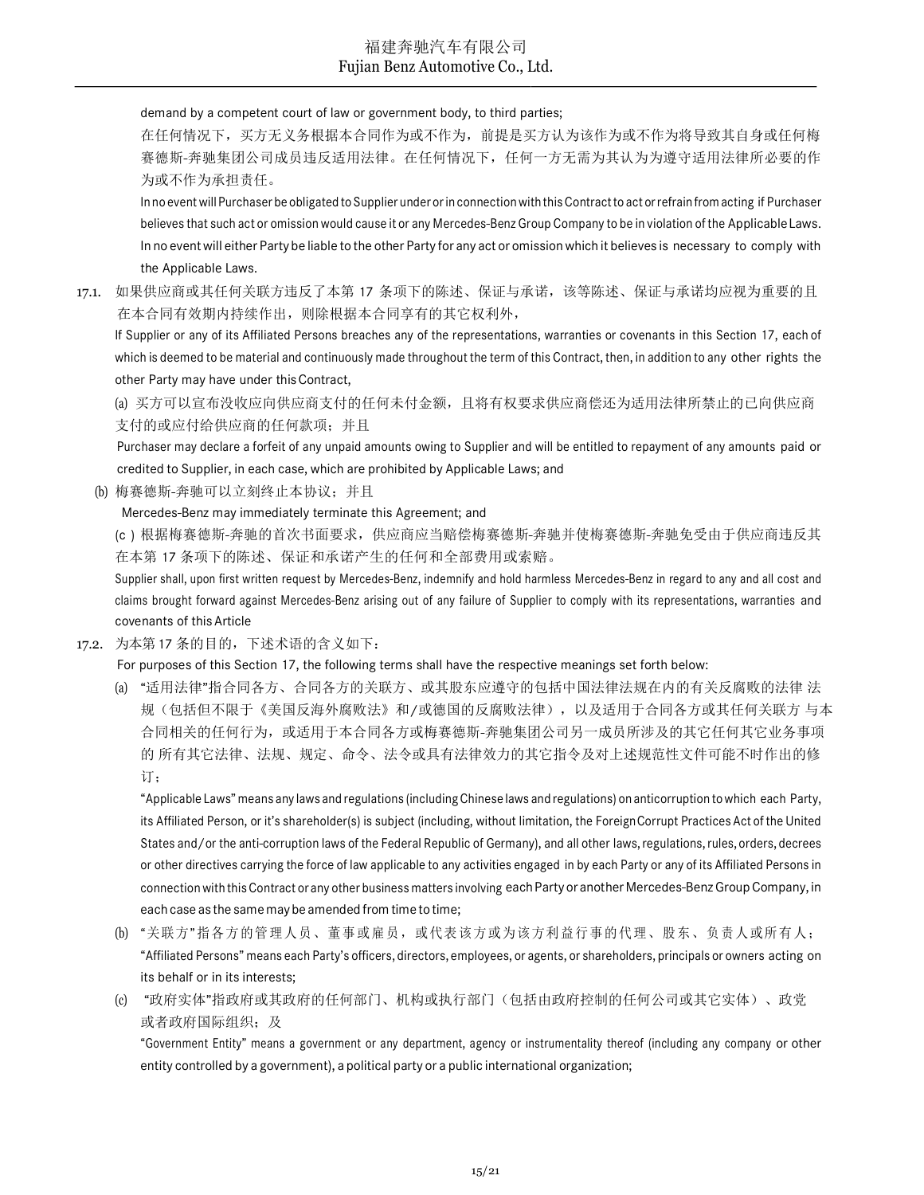demand by a competent court of law or government body, to third parties;

在任何情况下，买方无义务根据本合同作为或不作为，前提是买方认为该作为或不作为将导致其自身或任何梅赛德斯-奔驰集团公司成员违反适用法律。在任何情况下，任何一方无需为其认为为遵守适用法律所必要的作为或不作为承担责任。

In no event will Purchaser be obligated to Supplier under or in connection with this Contract to act or refrain from acting if Purchaser believes that such act or omission would cause it or any Mercedes-Benz Group Company to be in violation of the Applicable Laws. In no event will either Party be liable to the other Party for any act or omission which it believes is necessary to comply with the Applicable Laws.

17.1. 如果供应商或其任何关联方违反了本第 17 条项下的陈述、保证与承诺，该等陈述、保证与承诺均应视为重要的且在本合同有效期内持续作出，则除根据本合同享有的其它权利外，

If Supplier or any of its Affiliated Persons breaches any of the representations, warranties or covenants in this Section 17, each of which is deemed to be material and continuously made throughout the term of this Contract, then, in addition to any other rights the other Party may have under this Contract,

(a) 买方可以宣布没收应向供应商支付的任何未付金额，且将有权要求供应商偿还为适用法律所禁止的已向供应商支付的或应付给供应商的任何款项；并且

Purchaser may declare a forfeit of any unpaid amounts owing to Supplier and will be entitled to repayment of any amounts paid or credited to Supplier, in each case, which are prohibited by Applicable Laws; and

(b) 梅赛德斯-奔驰可以立刻终止本协议；并且

Mercedes-Benz may immediately terminate this Agreement; and

(c ) 根据梅赛德斯-奔驰的首次书面要求，供应商应当赔偿梅赛德斯-奔驰并使梅赛德斯-奔驰免受由于供应商违反其在本第 17 条项下的陈述、保证和承诺产生的任何和全部费用或索赔。

Supplier shall, upon first written request by Mercedes-Benz, indemnify and hold harmless Mercedes-Benz in regard to any and all cost and claims brought forward against Mercedes-Benz arising out of any failure of Supplier to comply with its representations, warranties and covenants of this Article

17.2. 为本第 17 条的目的，下述术语的含义如下：

For purposes of this Section 17, the following terms shall have the respective meanings set forth below:

(a) "适用法律"指合同各方、合同各方的关联方、或其股东应遵守的包括中国法律法规在内的有关反腐败的法律 法规（包括但不限于《美国反海外腐败法》和/或德国的反腐败法律），以及适用于合同各方或其任何关联方 与本合同相关的任何行为，或适用于本合同各方或梅赛德斯-奔驰集团公司另一成员所涉及的其它任何其它业务事项的 所有其它法律、法规、规定、命令、法令或具有法律效力的其它指令及对上述规范性文件可能不时作出的修订；

"Applicable Laws" means any laws and regulations (including Chinese laws and regulations) on anticorruption to which each Party, its Affiliated Person, or it's shareholder(s) is subject (including, without limitation, the Foreign Corrupt Practices Act of the United States and/or the anti-corruption laws of the Federal Republic of Germany), and all other laws, regulations, rules, orders, decrees or other directives carrying the force of law applicable to any activities engaged in by each Party or any of its Affiliated Persons in connection with this Contract or any other business matters involving each Party or another Mercedes-Benz Group Company, in each case as the same may be amended from time to time;

(b) "关联方"指各方的管理人员、董事或雇员，或代表该方或为该方利益行事的代理、股东、负责人或所有人；

"Affiliated Persons" means each Party's officers, directors, employees, or agents, or shareholders, principals or owners acting on its behalf or in its interests;

(c) "政府实体"指政府或其政府的任何部门、机构或执行部门（包括由政府控制的任何公司或其它实体）、政党或者政府国际组织；及

"Government Entity" means a government or any department, agency or instrumentality thereof (including any company or other entity controlled by a government), a political party or a public international organization;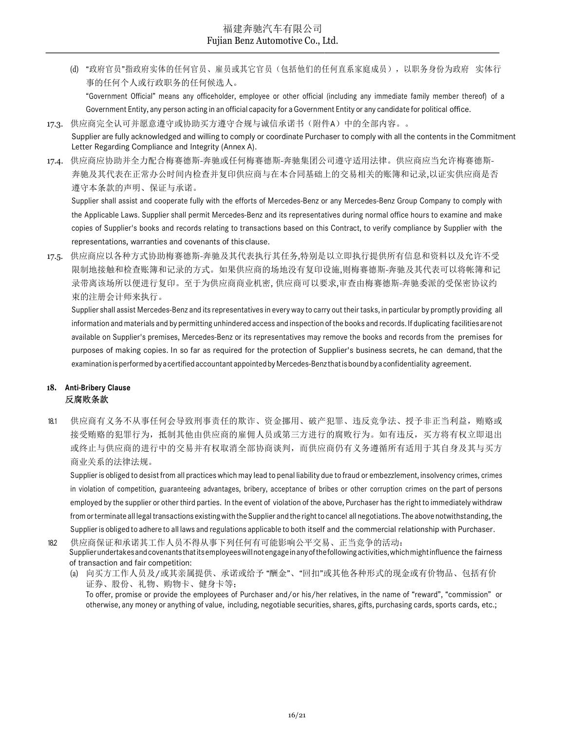(d) "政府官员"指政府实体的任何官员、雇员或其它官员（包括他们的任何直系家庭成员），以职务身份为政府 实体行事的任何个人或行政职务的任何候选人。

"Government Official" means any officeholder, employee or other official (including any immediate family member thereof) of a Government Entity, any person acting in an official capacity for a Government Entity or any candidate for political office.

17.3. 供应商完全认可并愿意遵守或协助买方遵守合规与诚信承诺书（附件A）中的全部内容。。

Supplier are fully acknowledged and willing to comply or coordinate Purchaser to comply with all the contents in the Commitment Letter Regarding Compliance and Integrity (Annex A).

17.4. 供应商应协助并全力配合梅赛德斯-奔驰或任何梅赛德斯-奔驰集团公司遵守适用法律。供应商应当允许梅赛德斯-奔驰及其代表在正常办公时间内检查并复印供应商与在本合同基础上的交易相关的账簿和记录,以证实供应商是否遵守本条款的声明、保证与承诺。

Supplier shall assist and cooperate fully with the efforts of Mercedes-Benz or any Mercedes-Benz Group Company to comply with the Applicable Laws. Supplier shall permit Mercedes-Benz and its representatives during normal office hours to examine and make copies of Supplier's books and records relating to transactions based on this Contract, to verify compliance by Supplier with the representations, warranties and covenants of this clause.

17.5. 供应商应以各种方式协助梅赛德斯-奔驰及其代表执行其任务,特别是以立即执行提供所有信息和资料以及允许不受限制地接触和检查账簿和记录的方式。如果供应商的场地没有复印设施,则梅赛德斯-奔驰及其代表可以将帐簿和记录带离该场所以便进行复印。至于为供应商商业机密, 供应商可以要求,审查由梅赛德斯-奔驰委派的受保密协议约束的注册会计师来执行。

Supplier shall assist Mercedes-Benz and its representatives in every way to carry out their tasks, in particular by promptly providing all information and materials and by permitting unhindered access and inspection of the books and records. If duplicating facilities are not available on Supplier's premises, Mercedes-Benz or its representatives may remove the books and records from the premises for purposes of making copies. In so far as required for the protection of Supplier's business secrets, he can demand, that the examination is performed by a certified accountant appointed by Mercedes-Benz that is bound by a confidentiality agreement.

## 18. Anti-Bribery Clause
## 反腐败条款

18.1 供应商有义务不从事任何会导致刑事责任的欺诈、资金挪用、破产犯罪、违反竞争法、授予非正当利益，贿赂或接受贿赂的犯罪行为，抵制其他由供应商的雇佣人员或第三方进行的腐败行为。如有违反，买方将有权立即退出或终止与供应商的进行中的交易并有权取消全部协商谈判，而供应商仍有义务遵循所有适用于其自身及其与买方商业关系的法律法规。

Supplier is obliged to desist from all practices which may lead to penal liability due to fraud or embezzlement, insolvency crimes, crimes in violation of competition, guaranteeing advantages, bribery, acceptance of bribes or other corruption crimes on the part of persons employed by the supplier or other third parties. In the event of violation of the above, Purchaser has the right to immediately withdraw from or terminate all legal transactions existing with the Supplier and the right to cancel all negotiations. The above notwithstanding, the Supplier is obliged to adhere to all laws and regulations applicable to both itself and the commercial relationship with Purchaser.

18.2 供应商保证和承诺其工作人员不得从事下列任何有可能影响公平交易、正当竞争的活动：

Supplier undertakes and covenants that its employees will not engage in any of the following activities, which might influence the fairness of transaction and fair competition:

(a) 向买方工作人员及/或其亲属提供、承诺或给予 "酬金"、"回扣"或其他各种形式的现金或有价物品、包括有价证券、股份、礼物、购物卡、健身卡等;

To offer, promise or provide the employees of Purchaser and/or his/her relatives, in the name of "reward", "commission" or otherwise, any money or anything of value, including, negotiable securities, shares, gifts, purchasing cards, sports cards, etc.;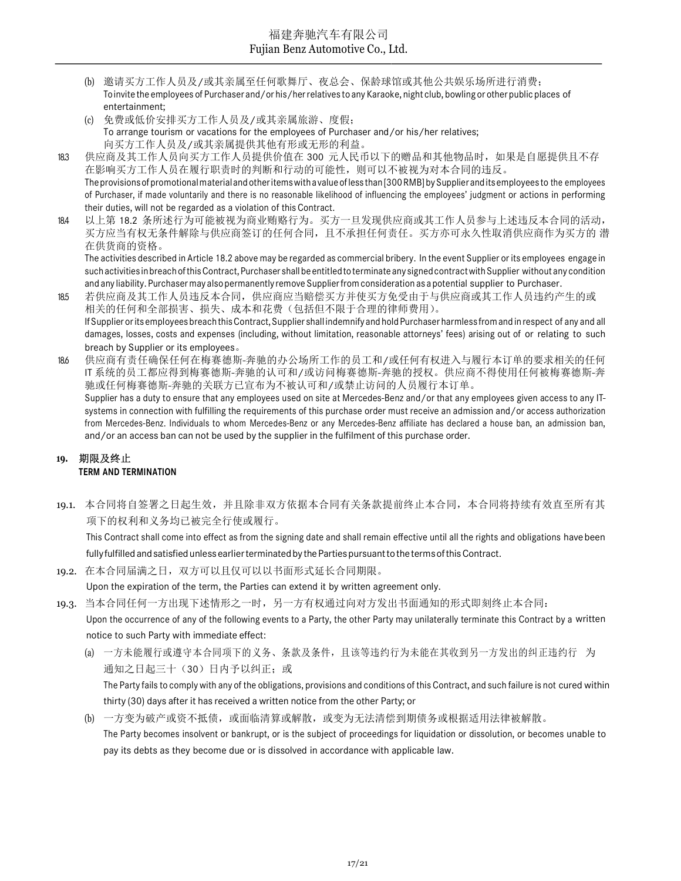(b) 邀请买方工作人员及/或其亲属至任何歌舞厅、夜总会、保龄球馆或其他公共娱乐场所进行消费；
To invite the employees of Purchaser and/or his/her relatives to any Karaoke, night club, bowling or other public places of entertainment;

(c) 免费或低价安排买方工作人员及/或其亲属旅游、度假；
To arrange tourism or vacations for the employees of Purchaser and/or his/her relatives;
向买方工作人员及/或其亲属提供其他有形或无形的利益。

18.3 供应商及其工作人员向买方工作人员提供价值在 300 元人民币以下的赠品和其他物品时，如果是自愿提供且不存在影响买方工作人员在履行职责时的判断和行动的可能性，则可以不被视为对本合同的违反。
The provisions of promotional material and other items with a value of less than [300 RMB] by Supplier and its employees to the employees of Purchaser, if made voluntarily and there is no reasonable likelihood of influencing the employees' judgment or actions in performing their duties, will not be regarded as a violation of this Contract.

18.4 以上第 18.2 条所述行为可能被视为商业贿赂行为。买方一旦发现供应商或其工作人员参与上述违反本合同的活动，买方应当有权无条件解除与供应商签订的任何合同，且不承担任何责任。买方亦可永久性取消供应商作为买方的 潜在供货商的资格。
The activities described in Article 18.2 above may be regarded as commercial bribery. In the event Supplier or its employees engage in such activities in breach of this Contract, Purchaser shall be entitled to terminate any signed contract with Supplier without any condition and any liability. Purchaser may also permanently remove Supplier from consideration as a potential supplier to Purchaser.

18.5 若供应商及其工作人员违反本合同，供应商应当赔偿买方并使买方免受由于与供应商或其工作人员违约产生的或相关的任何和全部损害、损失、成本和花费（包括但不限于合理的律师费用）。
If Supplier or its employees breach this Contract, Supplier shall indemnify and hold Purchaser harmless from and in respect of any and all damages, losses, costs and expenses (including, without limitation, reasonable attorneys' fees) arising out of or relating to such breach by Supplier or its employees。

18.6 供应商有责任确保任何在梅赛德斯-奔驰的办公场所工作的员工和/或任何有权进入与履行本订单的要求相关的任何 IT 系统的员工都应得到梅赛德斯-奔驰的认可和/或访问梅赛德斯-奔驰的授权。供应商不得使用任何被梅赛德斯-奔驰或任何梅赛德斯-奔驰的关联方已宣布为不被认可和/或禁止访问的人员履行本订单。
Supplier has a duty to ensure that any employees used on site at Mercedes-Benz and/or that any employees given access to any IT-systems in connection with fulfilling the requirements of this purchase order must receive an admission and/or access authorization from Mercedes-Benz. Individuals to whom Mercedes-Benz or any Mercedes-Benz affiliate has declared a house ban, an admission ban, and/or an access ban can not be used by the supplier in the fulfilment of this purchase order.

## 19. 期限及终止
**TERM AND TERMINATION**

19.1. 本合同将自签署之日起生效，并且除非双方依据本合同有关条款提前终止本合同，本合同将持续有效直至所有其项下的权利和义务均已被完全行使或履行。
This Contract shall come into effect as from the signing date and shall remain effective until all the rights and obligations have been fully fulfilled and satisfied unless earlier terminated by the Parties pursuant to the terms of this Contract.

19.2. 在本合同届满之日，双方可以且仅可以以书面形式延长合同期限。
Upon the expiration of the term, the Parties can extend it by written agreement only.

19.3. 当本合同任何一方出现下述情形之一时，另一方有权通过向对方发出书面通知的形式即刻终止本合同：
Upon the occurrence of any of the following events to a Party, the other Party may unilaterally terminate this Contract by a written notice to such Party with immediate effect:

(a) 一方未能履行或遵守本合同项下的义务、条款及条件，且该等违约行为未能在其收到另一方发出的纠正违约行 为通知之日起三十（30）日内予以纠正；或
The Party fails to comply with any of the obligations, provisions and conditions of this Contract, and such failure is not cured within thirty (30) days after it has received a written notice from the other Party; or

(b) 一方变为破产或资不抵债，或面临清算或解散，或变为无法清偿到期债务或根据适用法律被解散。
The Party becomes insolvent or bankrupt, or is the subject of proceedings for liquidation or dissolution, or becomes unable to pay its debts as they become due or is dissolved in accordance with applicable law.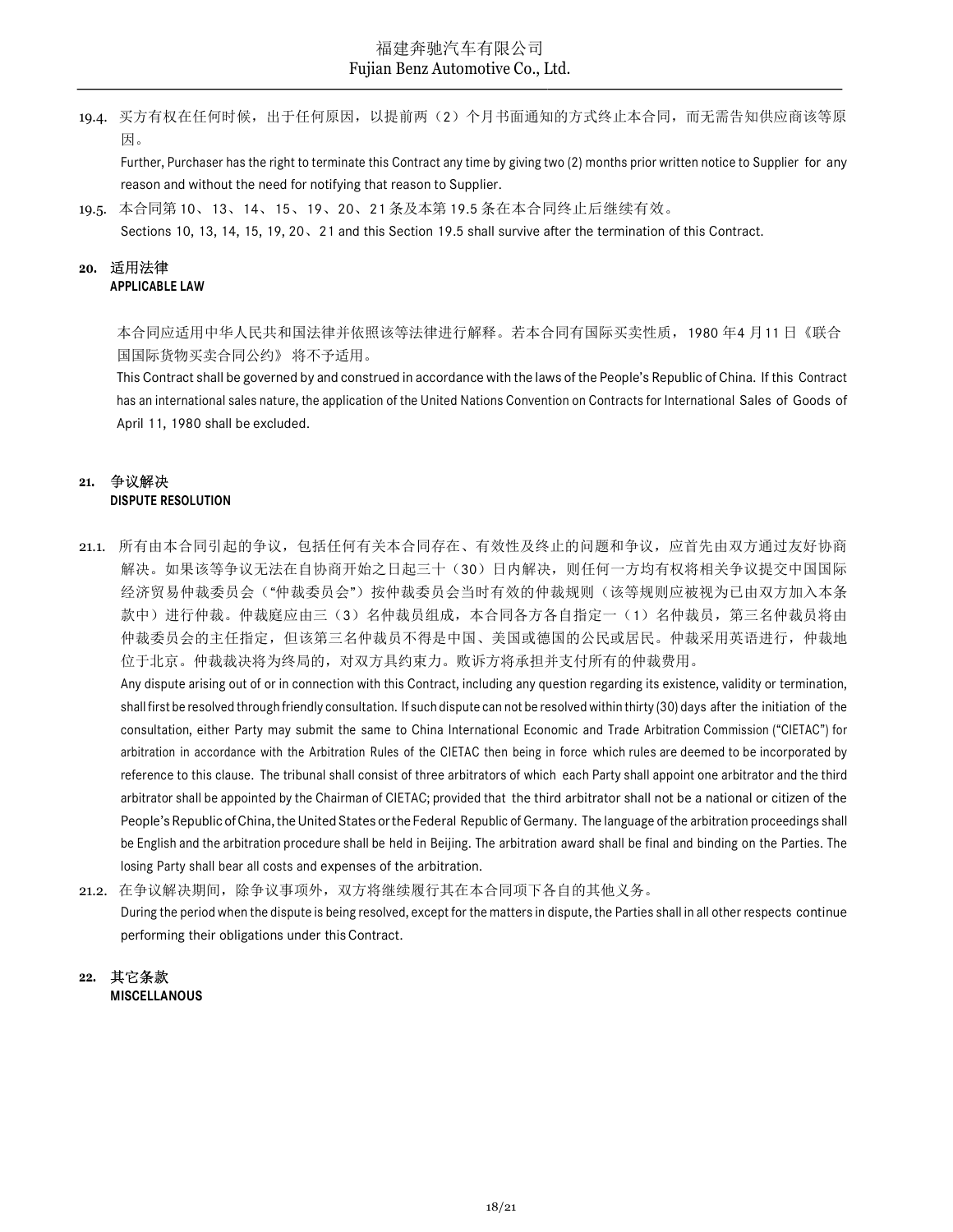19.4. 买方有权在任何时候，出于任何原因，以提前两（2）个月书面通知的方式终止本合同，而无需告知供应商该等原因。

Further, Purchaser has the right to terminate this Contract any time by giving two (2) months prior written notice to Supplier for any reason and without the need for notifying that reason to Supplier.

19.5. 本合同第 10、13、14、15、19、20、21 条及本第 19.5 条在本合同终止后继续有效。

Sections 10, 13, 14, 15, 19, 20、21 and this Section 19.5 shall survive after the termination of this Contract.

## 20. 适用法律
**APPLICABLE LAW**

本合同应适用中华人民共和国法律并依照该等法律进行解释。若本合同有国际买卖性质，1980 年4 月11 日《联合国国际货物买卖合同公约》 将不予适用。

This Contract shall be governed by and construed in accordance with the laws of the People's Republic of China. If this Contract has an international sales nature, the application of the United Nations Convention on Contracts for International Sales of Goods of April 11, 1980 shall be excluded.

## 21. 争议解决
**DISPUTE RESOLUTION**

21.1. 所有由本合同引起的争议，包括任何有关本合同存在、有效性及终止的问题和争议，应首先由双方通过友好协商解决。如果该等争议无法在自协商开始之日起三十（30）日内解决，则任何一方均有权将相关争议提交中国国际经济贸易仲裁委员会（"仲裁委员会"）按仲裁委员会当时有效的仲裁规则（该等规则应被视为已由双方加入本条款中）进行仲裁。仲裁庭应由三（3）名仲裁员组成，本合同各方各自指定一（1）名仲裁员，第三名仲裁员将由仲裁委员会的主任指定，但该第三名仲裁员不得是中国、美国或德国的公民或居民。仲裁采用英语进行，仲裁地位于北京。仲裁裁决将为终局的，对双方具约束力。败诉方将承担并支付所有的仲裁费用。

Any dispute arising out of or in connection with this Contract, including any question regarding its existence, validity or termination, shall first be resolved through friendly consultation. If such dispute can not be resolved within thirty (30) days after the initiation of the consultation, either Party may submit the same to China International Economic and Trade Arbitration Commission ("CIETAC") for arbitration in accordance with the Arbitration Rules of the CIETAC then being in force which rules are deemed to be incorporated by reference to this clause. The tribunal shall consist of three arbitrators of which each Party shall appoint one arbitrator and the third arbitrator shall be appointed by the Chairman of CIETAC; provided that the third arbitrator shall not be a national or citizen of the People's Republic of China, the United States or the Federal Republic of Germany. The language of the arbitration proceedings shall be English and the arbitration procedure shall be held in Beijing. The arbitration award shall be final and binding on the Parties. The losing Party shall bear all costs and expenses of the arbitration.

21.2. 在争议解决期间，除争议事项外，双方将继续履行其在本合同项下各自的其他义务。

During the period when the dispute is being resolved, except for the matters in dispute, the Parties shall in all other respects continue performing their obligations under this Contract.

## 22. 其它条款
**MISCELLANOUS**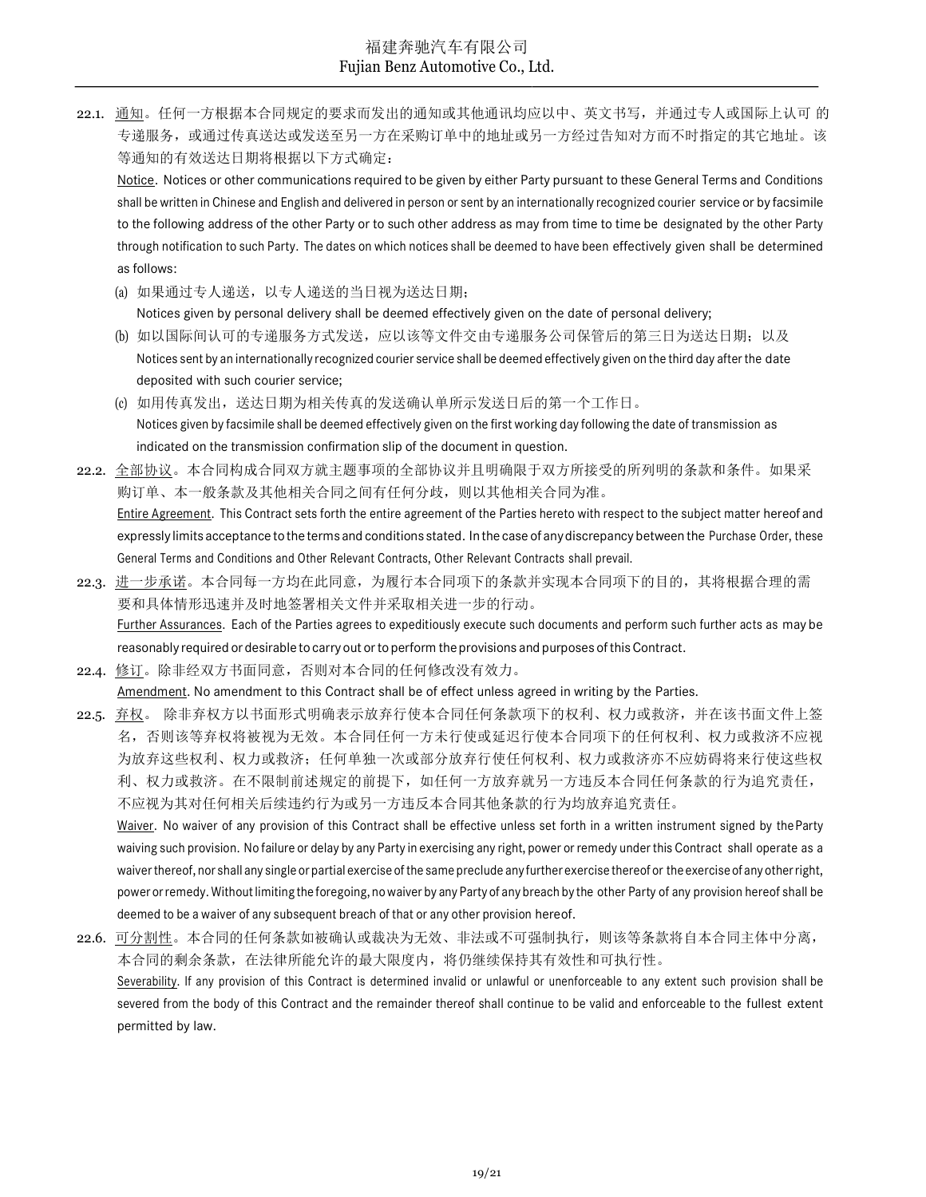22.1. <u>通知</u>。任何一方根据本合同规定的要求而发出的通知或其他通讯均应以中、英文书写，并通过专人或国际上认可 的专递服务，或通过传真送达或发送至另一方在采购订单中的地址或另一方经过告知对方而不时指定的其它地址。该等通知的有效送达日期将根据以下方式确定：

<u>Notice</u>. Notices or other communications required to be given by either Party pursuant to these General Terms and Conditions shall be written in Chinese and English and delivered in person or sent by an internationally recognized courier service or by facsimile to the following address of the other Party or to such other address as may from time to time be designated by the other Party through notification to such Party. The dates on which notices shall be deemed to have been effectively given shall be determined as follows:

(a) 如果通过专人递送，以专人递送的当日视为送达日期；
Notices given by personal delivery shall be deemed effectively given on the date of personal delivery;

(b) 如以国际间认可的专递服务方式发送，应以该等文件交由专递服务公司保管后的第三日为送达日期；以及
Notices sent by an internationally recognized courier service shall be deemed effectively given on the third day after the date deposited with such courier service;

(c) 如用传真发出，送达日期为相关传真的发送确认单所示发送日后的第一个工作日。
Notices given by facsimile shall be deemed effectively given on the first working day following the date of transmission as indicated on the transmission confirmation slip of the document in question.

22.2. <u>全部协议</u>。本合同构成合同双方就主题事项的全部协议并且明确限于双方所接受的所列明的条款和条件。如果采购订单、本一般条款及其他相关合同之间有任何分歧，则以其他相关合同为准。

<u>Entire Agreement</u>. This Contract sets forth the entire agreement of the Parties hereto with respect to the subject matter hereof and expressly limits acceptance to the terms and conditions stated. In the case of any discrepancy between the Purchase Order, these General Terms and Conditions and Other Relevant Contracts, Other Relevant Contracts shall prevail.

22.3. <u>进一步承诺</u>。本合同每一方均在此同意，为履行本合同项下的条款并实现本合同项下的目的，其将根据合理的需要和具体情形迅速并及时地签署相关文件并采取相关进一步的行动。

<u>Further Assurances</u>. Each of the Parties agrees to expeditiously execute such documents and perform such further acts as may be reasonably required or desirable to carry out or to perform the provisions and purposes of this Contract.

22.4. <u>修订</u>。除非经双方书面同意，否则对本合同的任何修改没有效力。

<u>Amendment</u>. No amendment to this Contract shall be of effect unless agreed in writing by the Parties.

22.5. <u>弃权</u>。 除非弃权方以书面形式明确表示放弃行使本合同任何条款项下的权利、权力或救济，并在该书面文件上签名，否则该等弃权将被视为无效。本合同任何一方未行使或延迟行使本合同项下的任何权利、权力或救济不应视为放弃这些权利、权力或救济；任何单独一次或部分放弃行使任何权利、权力或救济亦不应妨碍将来行使这些权利、权力或救济。在不限制前述规定的前提下，如任何一方放弃就另一方违反本合同任何条款的行为追究责任，不应视为其对任何相关后续违约行为或另一方违反本合同其他条款的行为均放弃追究责任。

<u>Waiver</u>. No waiver of any provision of this Contract shall be effective unless set forth in a written instrument signed by the Party waiving such provision. No failure or delay by any Party in exercising any right, power or remedy under this Contract shall operate as a waiver thereof, nor shall any single or partial exercise of the same preclude any further exercise thereof or the exercise of any other right, power or remedy. Without limiting the foregoing, no waiver by any Party of any breach by the other Party of any provision hereof shall be deemed to be a waiver of any subsequent breach of that or any other provision hereof.

22.6. <u>可分割性</u>。本合同的任何条款如被确认或裁决为无效、非法或不可强制执行，则该等条款将自本合同主体中分离，本合同的剩余条款，在法律所能允许的最大限度内，将仍继续保持其有效性和可执行性。

<u>Severability</u>. If any provision of this Contract is determined invalid or unlawful or unenforceable to any extent such provision shall be severed from the body of this Contract and the remainder thereof shall continue to be valid and enforceable to the fullest extent permitted by law.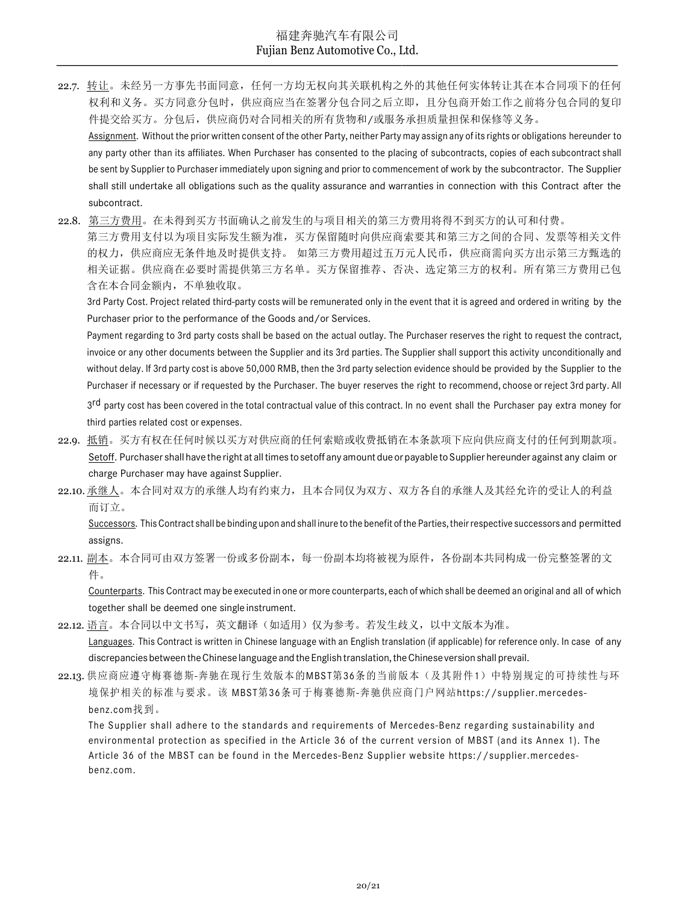22.7. 转让。未经另一方事先书面同意，任何一方均无权向其关联机构之外的其他任何实体转让其在本合同项下的任何权利和义务。买方同意分包时，供应商应当在签署分包合同之后立即，且分包商开始工作之前将分包合同的复印件提交给买方。分包后，供应商仍对合同相关的所有货物和/或服务承担质量担保和保修等义务。

Assignment. Without the prior written consent of the other Party, neither Party may assign any of its rights or obligations hereunder to any party other than its affiliates. When Purchaser has consented to the placing of subcontracts, copies of each subcontract shall be sent by Supplier to Purchaser immediately upon signing and prior to commencement of work by the subcontractor. The Supplier shall still undertake all obligations such as the quality assurance and warranties in connection with this Contract after the subcontract.

22.8. 第三方费用。在未得到买方书面确认之前发生的与项目相关的第三方费用将得不到买方的认可和付费。

第三方费用支付以为项目实际发生额为准，买方保留随时向供应商索要其和第三方之间的合同、发票等相关文件的权力，供应商应无条件地及时提供支持。 如第三方费用超过五万元人民币，供应商需向买方出示第三方甄选的相关证据。供应商在必要时需提供第三方名单。买方保留推荐、否决、选定第三方的权利。所有第三方费用已包含在本合同金额内，不单独收取。

3rd Party Cost. Project related third-party costs will be remunerated only in the event that it is agreed and ordered in writing by the Purchaser prior to the performance of the Goods and/or Services.

Payment regarding to 3rd party costs shall be based on the actual outlay. The Purchaser reserves the right to request the contract, invoice or any other documents between the Supplier and its 3rd parties. The Supplier shall support this activity unconditionally and without delay. If 3rd party cost is above 50,000 RMB, then the 3rd party selection evidence should be provided by the Supplier to the Purchaser if necessary or if requested by the Purchaser. The buyer reserves the right to recommend, choose or reject 3rd party. All 3rd party cost has been covered in the total contractual value of this contract. In no event shall the Purchaser pay extra money for third parties related cost or expenses.

22.9. 抵销。买方有权在任何时候以买方对供应商的任何索赔或收费抵销在本条款项下应向供应商支付的任何到期款项。

Setoff. Purchaser shall have the right at all times to setoff any amount due or payable to Supplier hereunder against any claim or charge Purchaser may have against Supplier.

22.10. 承继人。本合同对双方的承继人均有约束力，且本合同仅为双方、双方各自的承继人及其经允许的受让人的利益而订立。

Successors. This Contract shall be binding upon and shall inure to the benefit of the Parties, their respective successors and permitted assigns.

22.11. 副本。本合同可由双方签署一份或多份副本，每一份副本均将被视为原件，各份副本共同构成一份完整签署的文件。

Counterparts. This Contract may be executed in one or more counterparts, each of which shall be deemed an original and all of which together shall be deemed one single instrument.

22.12. 语言。本合同以中文书写，英文翻译（如适用）仅为参考。若发生歧义，以中文版本为准。

Languages. This Contract is written in Chinese language with an English translation (if applicable) for reference only. In case of any discrepancies between the Chinese language and the English translation, the Chinese version shall prevail.

22.13. 供应商应遵守梅赛德斯-奔驰在现行生效版本的MBST第36条的当前版本（及其附件1）中特别规定的可持续性与环境保护相关的标准与要求。该 MBST第36条可于梅赛德斯-奔驰供应商门户网站https://supplier.mercedes-benz.com找到。

The Supplier shall adhere to the standards and requirements of Mercedes-Benz regarding sustainability and environmental protection as specified in the Article 36 of the current version of MBST (and its Annex 1). The Article 36 of the MBST can be found in the Mercedes-Benz Supplier website https://supplier.mercedes-benz.com.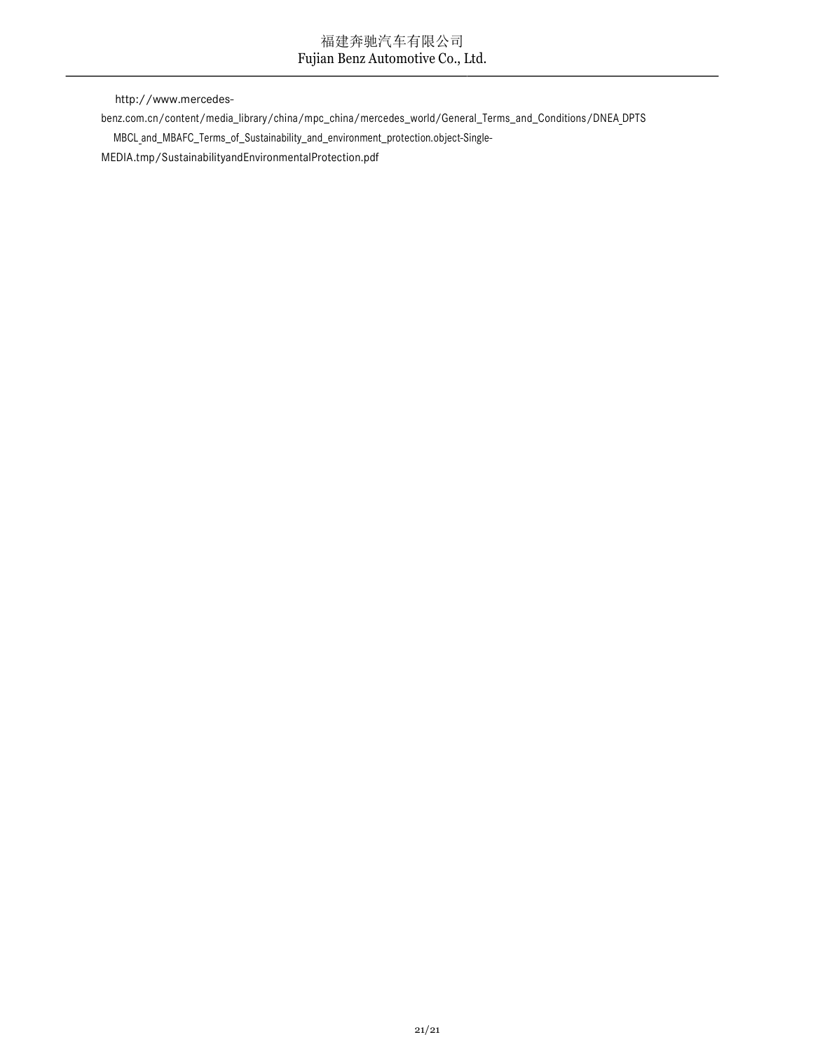http://www.mercedes-benz.com.cn/content/media_library/china/mpc_china/mercedes_world/General_Terms_and_Conditions/DNEA_DPTS MBCL_and_MBAFC_Terms_of_Sustainability_and_environment_protection.object-Single-MEDIA.tmp/SustainabilityandEnvironmentalProtection.pdf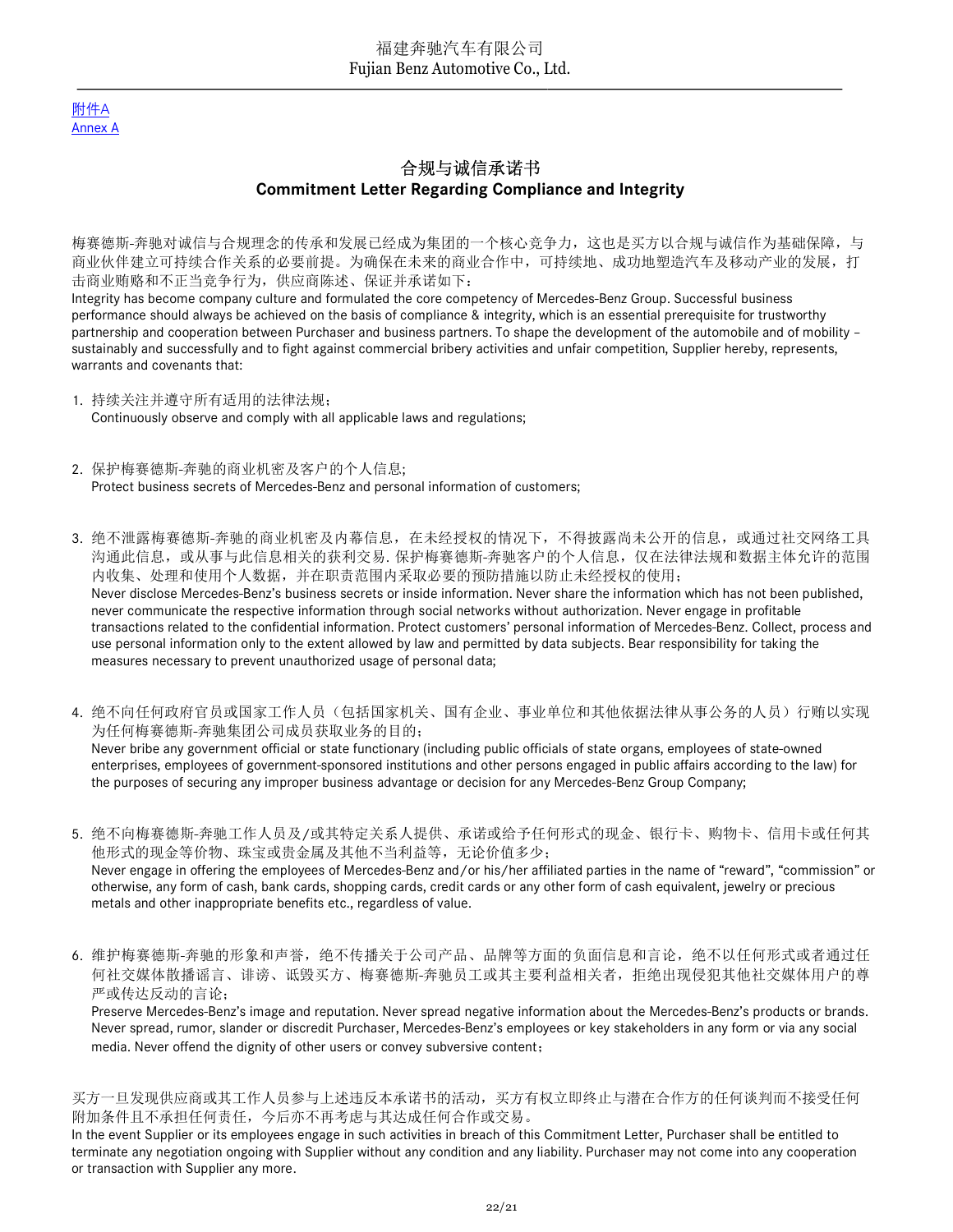附件A
Annex A

## 合规与诚信承诺书
## Commitment Letter Regarding Compliance and Integrity

梅赛德斯-奔驰对诚信与合规理念的传承和发展已经成为集团的一个核心竞争力，这也是买方以合规与诚信作为基础保障，与商业伙伴建立可持续合作关系的必要前提。为确保在未来的商业合作中，可持续地、成功地塑造汽车及移动产业的发展，打击商业贿赂和不正当竞争行为，供应商陈述、保证并承诺如下：
Integrity has become company culture and formulated the core competency of Mercedes-Benz Group. Successful business performance should always be achieved on the basis of compliance & integrity, which is an essential prerequisite for trustworthy partnership and cooperation between Purchaser and business partners. To shape the development of the automobile and of mobility – sustainably and successfully and to fight against commercial bribery activities and unfair competition, Supplier hereby, represents, warrants and covenants that:

1. 持续关注并遵守所有适用的法律法规；
   Continuously observe and comply with all applicable laws and regulations;

2. 保护梅赛德斯-奔驰的商业机密及客户的个人信息;
   Protect business secrets of Mercedes-Benz and personal information of customers;

3. 绝不泄露梅赛德斯-奔驰的商业机密及内幕信息，在未经授权的情况下，不得披露尚未公开的信息，或通过社交网络工具沟通此信息，或从事与此信息相关的获利交易. 保护梅赛德斯-奔驰客户的个人信息，仅在法律法规和数据主体允许的范围内收集、处理和使用个人数据，并在职责范围内采取必要的预防措施以防止未经授权的使用；
   Never disclose Mercedes-Benz's business secrets or inside information. Never share the information which has not been published, never communicate the respective information through social networks without authorization. Never engage in profitable transactions related to the confidential information. Protect customers' personal information of Mercedes-Benz. Collect, process and use personal information only to the extent allowed by law and permitted by data subjects. Bear responsibility for taking the measures necessary to prevent unauthorized usage of personal data;

4. 绝不向任何政府官员或国家工作人员（包括国家机关、国有企业、事业单位和其他依据法律从事公务的人员）行贿以实现为任何梅赛德斯-奔驰集团公司成员获取业务的目的；
   Never bribe any government official or state functionary (including public officials of state organs, employees of state-owned enterprises, employees of government-sponsored institutions and other persons engaged in public affairs according to the law) for the purposes of securing any improper business advantage or decision for any Mercedes-Benz Group Company;

5. 绝不向梅赛德斯-奔驰工作人员及/或其特定关系人提供、承诺或给予任何形式的现金、银行卡、购物卡、信用卡或任何其他形式的现金等价物、珠宝或贵金属及其他不当利益等，无论价值多少；
   Never engage in offering the employees of Mercedes-Benz and/or his/her affiliated parties in the name of "reward", "commission" or otherwise, any form of cash, bank cards, shopping cards, credit cards or any other form of cash equivalent, jewelry or precious metals and other inappropriate benefits etc., regardless of value.

6. 维护梅赛德斯-奔驰的形象和声誉，绝不传播关于公司产品、品牌等方面的负面信息和言论，绝不以任何形式或者通过任何社交媒体散播谣言、诽谤、诋毁买方、梅赛德斯-奔驰员工或其主要利益相关者，拒绝出现侵犯其他社交媒体用户的尊严或传达反动的言论；
   Preserve Mercedes-Benz's image and reputation. Never spread negative information about the Mercedes-Benz's products or brands. Never spread, rumor, slander or discredit Purchaser, Mercedes-Benz's employees or key stakeholders in any form or via any social media. Never offend the dignity of other users or convey subversive content；

买方一旦发现供应商或其工作人员参与上述违反本承诺书的活动，买方有权立即终止与潜在合作方的任何谈判而不接受任何附加条件且不承担任何责任，今后亦不再考虑与其达成任何合作或交易。
In the event Supplier or its employees engage in such activities in breach of this Commitment Letter, Purchaser shall be entitled to terminate any negotiation ongoing with Supplier without any condition and any liability. Purchaser may not come into any cooperation or transaction with Supplier any more.